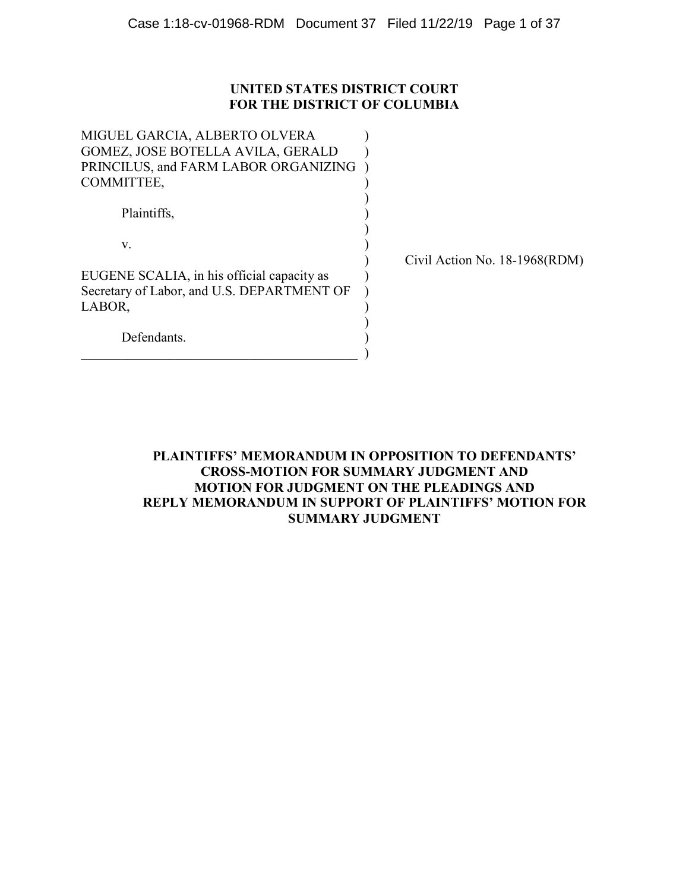**UNITED STATES DISTRICT COURT**
**FOR THE DISTRICT OF COLUMBIA**

MIGUEL GARCIA, ALBERTO OLVERA GOMEZ, JOSE BOTELLA AVILA, GERALD PRINCILUS, and FARM LABOR ORGANIZING COMMITTEE,

Plaintiffs,

v.

EUGENE SCALIA, in his official capacity as Secretary of Labor, and U.S. DEPARTMENT OF LABOR,

Defendants.

Civil Action No. 18-1968(RDM)

**PLAINTIFFS' MEMORANDUM IN OPPOSITION TO DEFENDANTS' CROSS-MOTION FOR SUMMARY JUDGMENT AND MOTION FOR JUDGMENT ON THE PLEADINGS AND REPLY MEMORANDUM IN SUPPORT OF PLAINTIFFS' MOTION FOR SUMMARY JUDGMENT**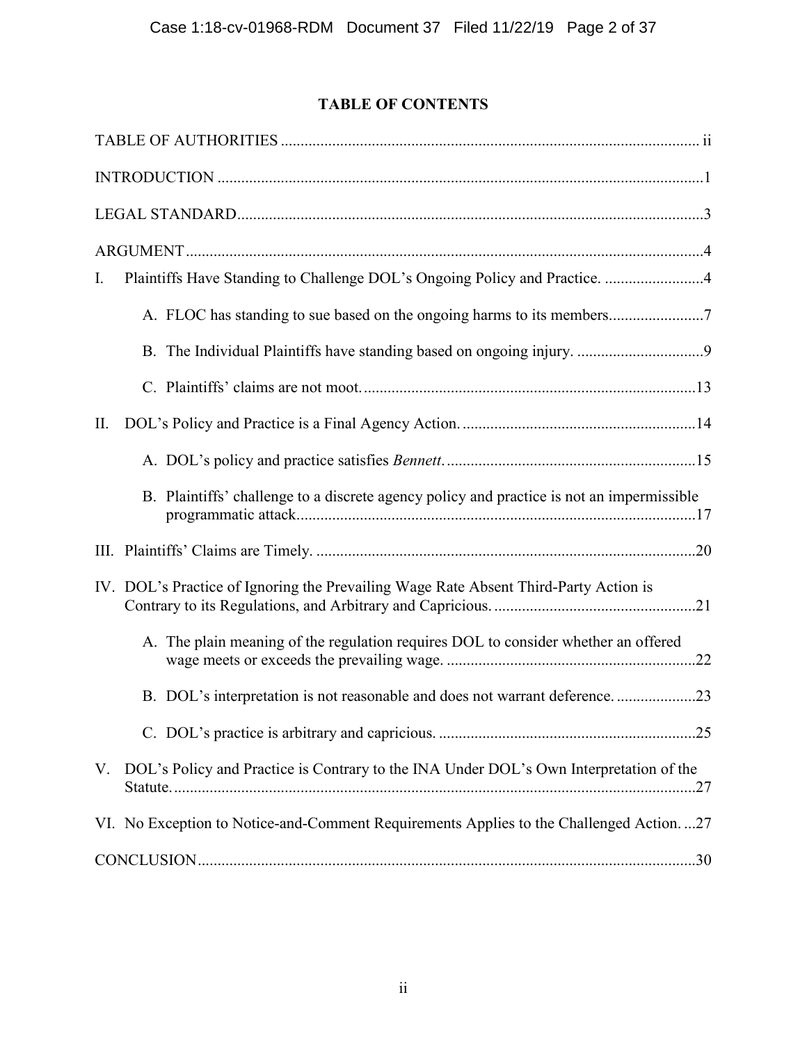# TABLE OF CONTENTS

TABLE OF AUTHORITIES ........................................................................................................ ii

INTRODUCTION ........................................................................................................................1

LEGAL STANDARD....................................................................................................................3

ARGUMENT ................................................................................................................................4

I. Plaintiffs Have Standing to Challenge DOL's Ongoing Policy and Practice. .........................4

  A. FLOC has standing to sue based on the ongoing harms to its members........................7

  B. The Individual Plaintiffs have standing based on ongoing injury. ................................9

  C. Plaintiffs' claims are not moot. ...................................................................................13

II. DOL's Policy and Practice is a Final Agency Action. ..........................................................14

  A. DOL's policy and practice satisfies *Bennett*. ...............................................................15

  B. Plaintiffs' challenge to a discrete agency policy and practice is not an impermissible programmatic attack....................................................................................................17

III. Plaintiffs' Claims are Timely. ...............................................................................................20

IV. DOL's Practice of Ignoring the Prevailing Wage Rate Absent Third-Party Action is Contrary to its Regulations, and Arbitrary and Capricious. ..................................................21

  A. The plain meaning of the regulation requires DOL to consider whether an offered wage meets or exceeds the prevailing wage. ..............................................................22

  B. DOL's interpretation is not reasonable and does not warrant deference. ....................23

  C. DOL's practice is arbitrary and capricious. ................................................................25

V. DOL's Policy and Practice is Contrary to the INA Under DOL's Own Interpretation of the Statute....................................................................................................................................27

VI. No Exception to Notice-and-Comment Requirements Applies to the Challenged Action. ...27

CONCLUSION.............................................................................................................................30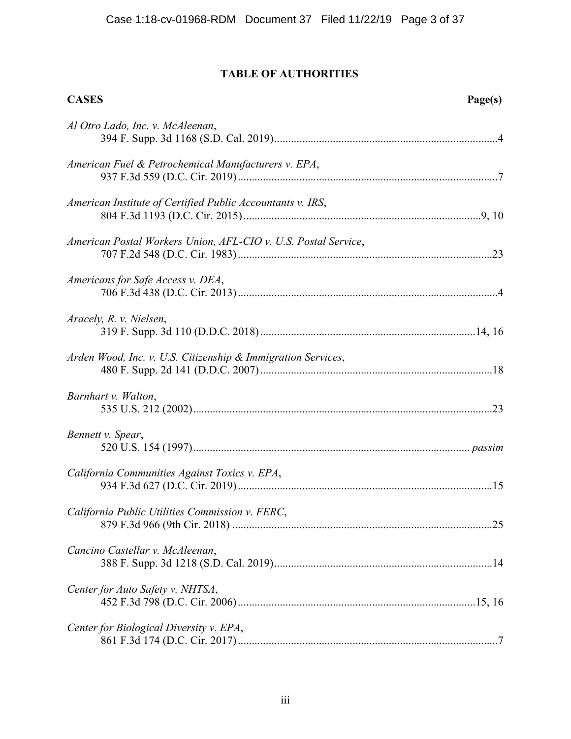# TABLE OF AUTHORITIES

**CASES** **Page(s)**

*Al Otro Lado, Inc. v. McAleenan*,
394 F. Supp. 3d 1168 (S.D. Cal. 2019)....................................................................................4

*American Fuel & Petrochemical Manufacturers v. EPA*,
937 F.3d 559 (D.C. Cir. 2019)....................................................................................................7

*American Institute of Certified Public Accountants v. IRS*,
804 F.3d 1193 (D.C. Cir. 2015)..............................................................................................9, 10

*American Postal Workers Union, AFL-CIO v. U.S. Postal Service*,
707 F.2d 548 (D.C. Cir. 1983)..................................................................................................23

*Americans for Safe Access v. DEA*,
706 F.3d 438 (D.C. Cir. 2013)....................................................................................................4

*Aracely, R. v. Nielsen*,
319 F. Supp. 3d 110 (D.D.C. 2018)....................................................................................14, 16

*Arden Wood, Inc. v. U.S. Citizenship & Immigration Services*,
480 F. Supp. 2d 141 (D.D.C. 2007)..........................................................................................18

*Barnhart v. Walton*,
535 U.S. 212 (2002)..................................................................................................................23

*Bennett v. Spear*,
520 U.S. 154 (1997)............................................................................................................ *passim*

*California Communities Against Toxics v. EPA*,
934 F.3d 627 (D.C. Cir. 2019)..................................................................................................15

*California Public Utilities Commission v. FERC*,
879 F.3d 966 (9th Cir. 2018) ....................................................................................................25

*Cancino Castellar v. McAleenan*,
388 F. Supp. 3d 1218 (S.D. Cal. 2019)....................................................................................14

*Center for Auto Safety v. NHTSA*,
452 F.3d 798 (D.C. Cir. 2006)............................................................................................15, 16

*Center for Biological Diversity v. EPA*,
861 F.3d 174 (D.C. Cir. 2017)....................................................................................................7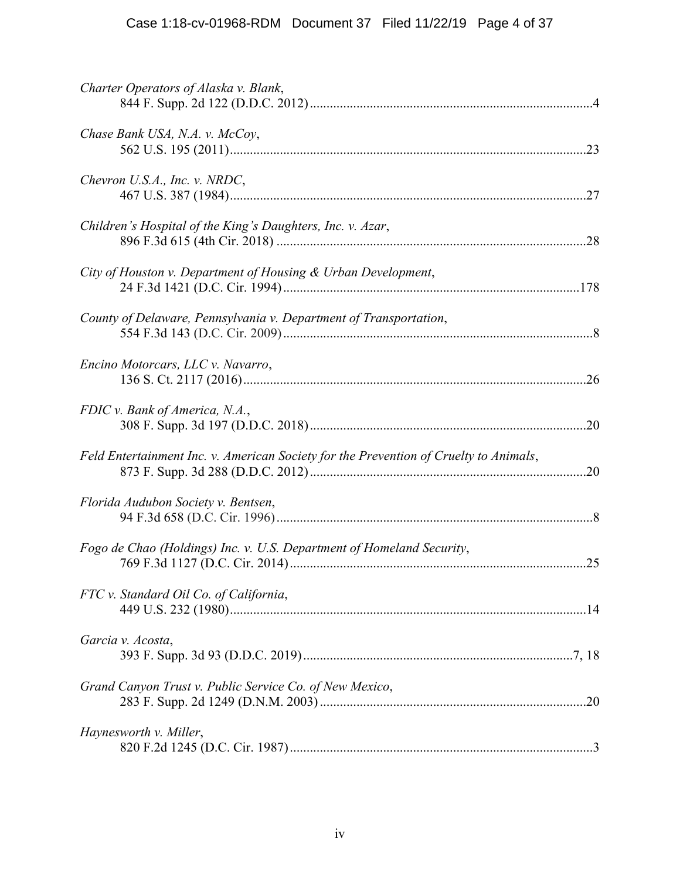*Charter Operators of Alaska v. Blank*,
844 F. Supp. 2d 122 (D.D.C. 2012) ....................................................................................4

*Chase Bank USA, N.A. v. McCoy*,
562 U.S. 195 (2011)..........................................................................................................23

*Chevron U.S.A., Inc. v. NRDC*,
467 U.S. 387 (1984)..........................................................................................................27

*Children's Hospital of the King's Daughters, Inc. v. Azar*,
896 F.3d 615 (4th Cir. 2018) ............................................................................................28

*City of Houston v. Department of Housing & Urban Development*,
24 F.3d 1421 (D.C. Cir. 1994)........................................................................................178

*County of Delaware, Pennsylvania v. Department of Transportation*,
554 F.3d 143 (D.C. Cir. 2009) ............................................................................................8

*Encino Motorcars, LLC v. Navarro*,
136 S. Ct. 2117 (2016)......................................................................................................26

*FDIC v. Bank of America, N.A.*,
308 F. Supp. 3d 197 (D.D.C. 2018)..................................................................................20

*Feld Entertainment Inc. v. American Society for the Prevention of Cruelty to Animals*,
873 F. Supp. 3d 288 (D.D.C. 2012)..................................................................................20

*Florida Audubon Society v. Bentsen*,
94 F.3d 658 (D.C. Cir. 1996)..............................................................................................8

*Fogo de Chao (Holdings) Inc. v. U.S. Department of Homeland Security*,
769 F.3d 1127 (D.C. Cir. 2014)........................................................................................25

*FTC v. Standard Oil Co. of California*,
449 U.S. 232 (1980)..........................................................................................................14

*Garcia v. Acosta*,
393 F. Supp. 3d 93 (D.D.C. 2019)................................................................................7, 18

*Grand Canyon Trust v. Public Service Co. of New Mexico*,
283 F. Supp. 2d 1249 (D.N.M. 2003)...............................................................................20

*Haynesworth v. Miller*,
820 F.2d 1245 (D.C. Cir. 1987)..........................................................................................3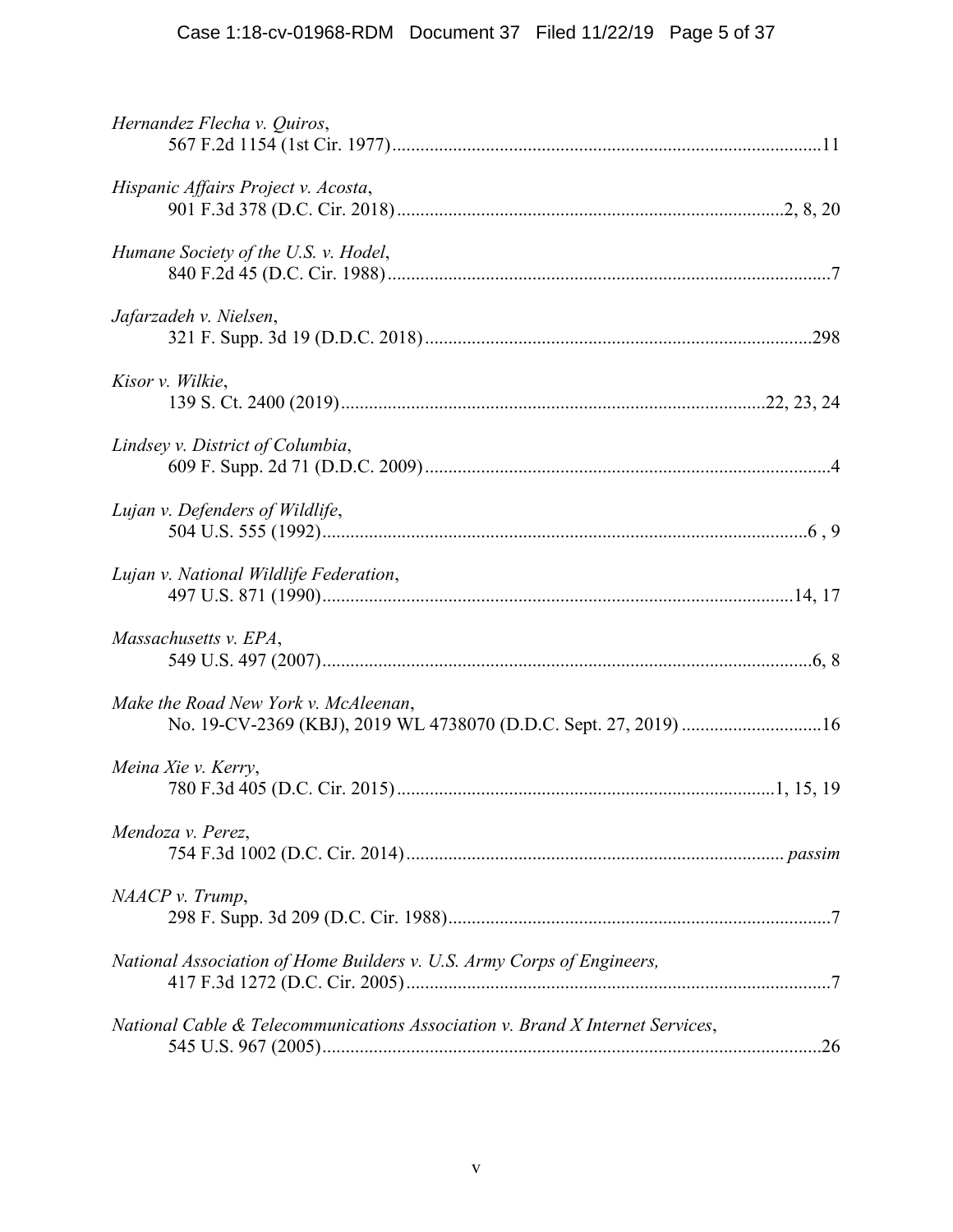*Hernandez Flecha v. Quiros*,
567 F.2d 1154 (1st Cir. 1977)............................................................................................11

*Hispanic Affairs Project v. Acosta*,
901 F.3d 378 (D.C. Cir. 2018)..................................................................................2, 8, 20

*Humane Society of the U.S. v. Hodel*,
840 F.2d 45 (D.C. Cir. 1988)..............................................................................................7

*Jafarzadeh v. Nielsen*,
321 F. Supp. 3d 19 (D.D.C. 2018)...................................................................................298

*Kisor v. Wilkie*,
139 S. Ct. 2400 (2019)..........................................................................................22, 23, 24

*Lindsey v. District of Columbia*,
609 F. Supp. 2d 71 (D.D.C. 2009).......................................................................................4

*Lujan v. Defenders of Wildlife*,
504 U.S. 555 (1992)........................................................................................................6 , 9

*Lujan v. National Wildlife Federation*,
497 U.S. 871 (1990)....................................................................................................14, 17

*Massachusetts v. EPA*,
549 U.S. 497 (2007)........................................................................................................6, 8

*Make the Road New York v. McAleenan*,
No. 19-CV-2369 (KBJ), 2019 WL 4738070 (D.D.C. Sept. 27, 2019) .............................16

*Meina Xie v. Kerry*,
780 F.3d 405 (D.C. Cir. 2015).................................................................................1, 15, 19

*Mendoza v. Perez*,
754 F.3d 1002 (D.C. Cir. 2014)................................................................................ *passim*

*NAACP v. Trump*,
298 F. Supp. 3d 209 (D.C. Cir. 1988).................................................................................7

*National Association of Home Builders v. U.S. Army Corps of Engineers,*
417 F.3d 1272 (D.C. Cir. 2005)...........................................................................................7

*National Cable & Telecommunications Association v. Brand X Internet Services*,
545 U.S. 967 (2005)..........................................................................................................26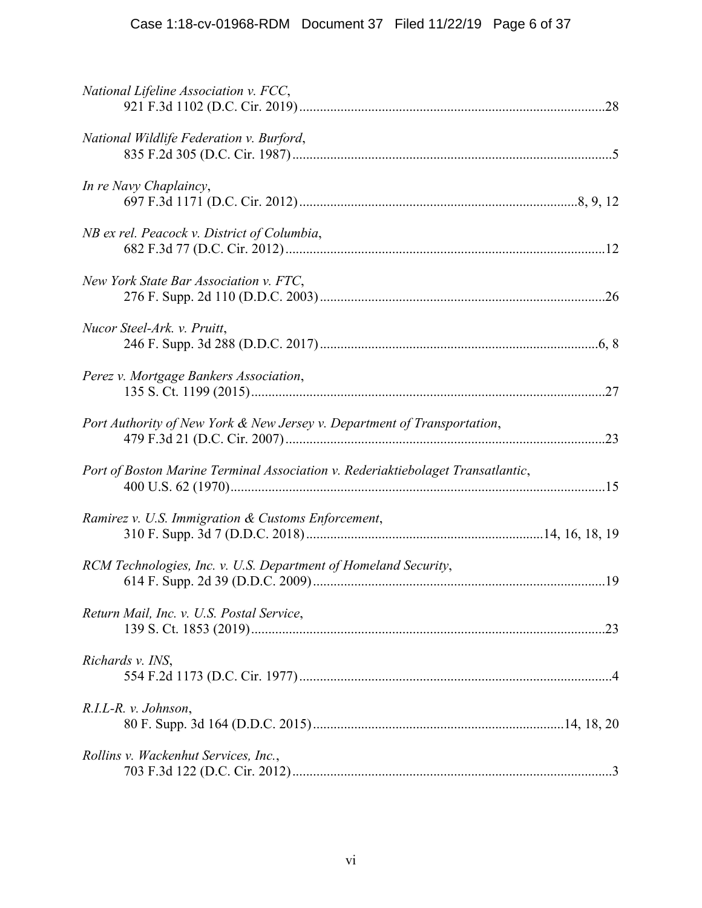*National Lifeline Association v. FCC*,
921 F.3d 1102 (D.C. Cir. 2019) ..........28

*National Wildlife Federation v. Burford*,
835 F.2d 305 (D.C. Cir. 1987) ..........5

*In re Navy Chaplaincy*,
697 F.3d 1171 (D.C. Cir. 2012) ..........8, 9, 12

*NB ex rel. Peacock v. District of Columbia*,
682 F.3d 77 (D.C. Cir. 2012) ..........12

*New York State Bar Association v. FTC*,
276 F. Supp. 2d 110 (D.D.C. 2003) ..........26

*Nucor Steel-Ark. v. Pruitt*,
246 F. Supp. 3d 288 (D.D.C. 2017) ..........6, 8

*Perez v. Mortgage Bankers Association*,
135 S. Ct. 1199 (2015) ..........27

*Port Authority of New York & New Jersey v. Department of Transportation*,
479 F.3d 21 (D.C. Cir. 2007) ..........23

*Port of Boston Marine Terminal Association v. Rederiaktiebolaget Transatlantic*,
400 U.S. 62 (1970) ..........15

*Ramirez v. U.S. Immigration & Customs Enforcement*,
310 F. Supp. 3d 7 (D.D.C. 2018) ..........14, 16, 18, 19

*RCM Technologies, Inc. v. U.S. Department of Homeland Security*,
614 F. Supp. 2d 39 (D.D.C. 2009) ..........19

*Return Mail, Inc. v. U.S. Postal Service*,
139 S. Ct. 1853 (2019) ..........23

*Richards v. INS*,
554 F.2d 1173 (D.C. Cir. 1977) ..........4

*R.I.L-R. v. Johnson*,
80 F. Supp. 3d 164 (D.D.C. 2015) ..........14, 18, 20

*Rollins v. Wackenhut Services, Inc.*,
703 F.3d 122 (D.C. Cir. 2012) ..........3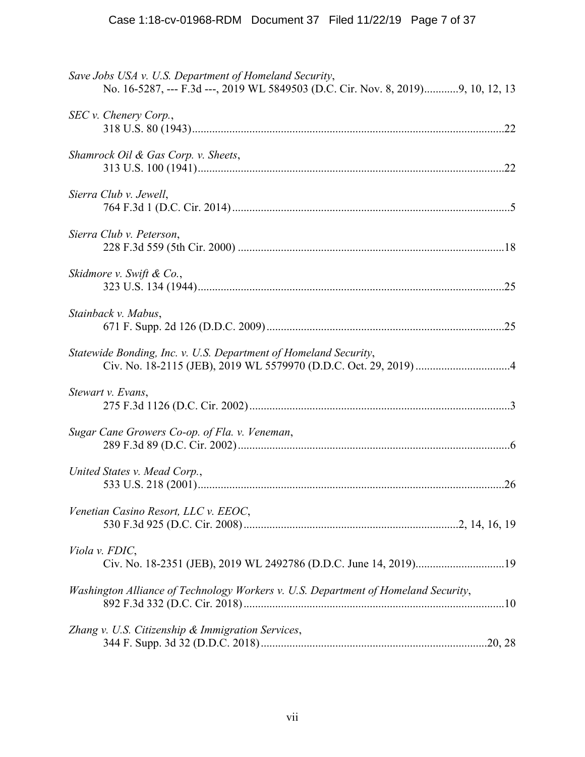*Save Jobs USA v. U.S. Department of Homeland Security*,
No. 16-5287, --- F.3d ---, 2019 WL 5849503 (D.C. Cir. Nov. 8, 2019)............9, 10, 12, 13

*SEC v. Chenery Corp.*,
318 U.S. 80 (1943)............................................................................................................22

*Shamrock Oil & Gas Corp. v. Sheets*,
313 U.S. 100 (1941)..........................................................................................................22

*Sierra Club v. Jewell*,
764 F.3d 1 (D.C. Cir. 2014)................................................................................................5

*Sierra Club v. Peterson*,
228 F.3d 559 (5th Cir. 2000) ............................................................................................18

*Skidmore v. Swift & Co.*,
323 U.S. 134 (1944)..........................................................................................................25

*Stainback v. Mabus*,
671 F. Supp. 2d 126 (D.D.C. 2009)..................................................................................25

*Statewide Bonding, Inc. v. U.S. Department of Homeland Security*,
Civ. No. 18-2115 (JEB), 2019 WL 5579970 (D.D.C. Oct. 29, 2019) ................................4

*Stewart v. Evans*,
275 F.3d 1126 (D.C. Cir. 2002)..........................................................................................3

*Sugar Cane Growers Co-op. of Fla. v. Veneman*,
289 F.3d 89 (D.C. Cir. 2002)..............................................................................................6

*United States v. Mead Corp.*,
533 U.S. 218 (2001)..........................................................................................................26

*Venetian Casino Resort, LLC v. EEOC*,
530 F.3d 925 (D.C. Cir. 2008)..........................................................................2, 14, 16, 19

*Viola v. FDIC*,
Civ. No. 18-2351 (JEB), 2019 WL 2492786 (D.D.C. June 14, 2019)..............................19

*Washington Alliance of Technology Workers v. U.S. Department of Homeland Security*,
892 F.3d 332 (D.C. Cir. 2018)..........................................................................................10

*Zhang v. U.S. Citizenship & Immigration Services*,
344 F. Supp. 3d 32 (D.D.C. 2018)..............................................................................20, 28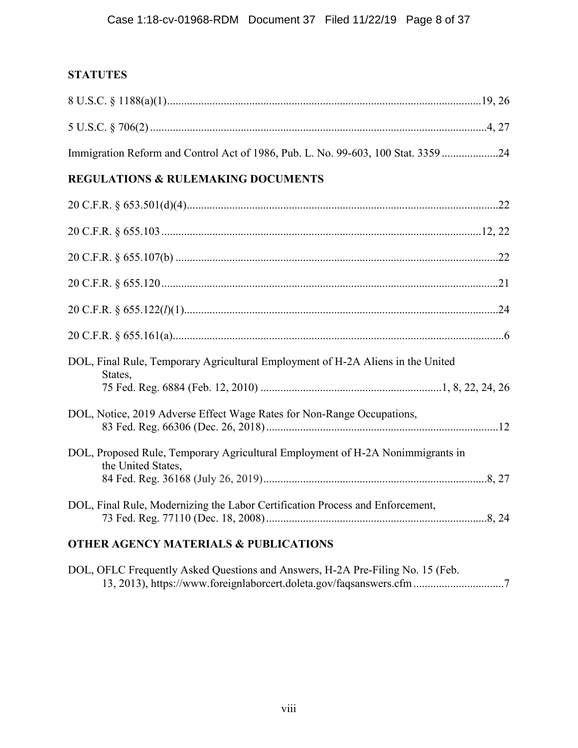## STATUTES

8 U.S.C. § 1188(a)(1) ............................................................................................................19, 26

5 U.S.C. § 706(2) ......................................................................................................................4, 27

Immigration Reform and Control Act of 1986, Pub. L. No. 99-603, 100 Stat. 3359 ....................24

## REGULATIONS & RULEMAKING DOCUMENTS

20 C.F.R. § 653.501(d)(4)..............................................................................................................22

20 C.F.R. § 655.103 ................................................................................................................12, 22

20 C.F.R. § 655.107(b) ..................................................................................................................22

20 C.F.R. § 655.120 .......................................................................................................................21

20 C.F.R. § 655.122(*l*)(1)...............................................................................................................24

20 C.F.R. § 655.161(a).....................................................................................................................6

DOL, Final Rule, Temporary Agricultural Employment of H-2A Aliens in the United States,
75 Fed. Reg. 6884 (Feb. 12, 2010) ................................................................1, 8, 22, 24, 26

DOL, Notice, 2019 Adverse Effect Wage Rates for Non-Range Occupations,
83 Fed. Reg. 66306 (Dec. 26, 2018) ..................................................................................12

DOL, Proposed Rule, Temporary Agricultural Employment of H-2A Nonimmigrants in the United States,
84 Fed. Reg. 36168 (July 26, 2019)...............................................................................8, 27

DOL, Final Rule, Modernizing the Labor Certification Process and Enforcement,
73 Fed. Reg. 77110 (Dec. 18, 2008) ..............................................................................8, 24

## OTHER AGENCY MATERIALS & PUBLICATIONS

DOL, OFLC Frequently Asked Questions and Answers, H-2A Pre-Filing No. 15 (Feb. 13, 2013), https://www.foreignlaborcert.doleta.gov/faqsanswers.cfm ................................7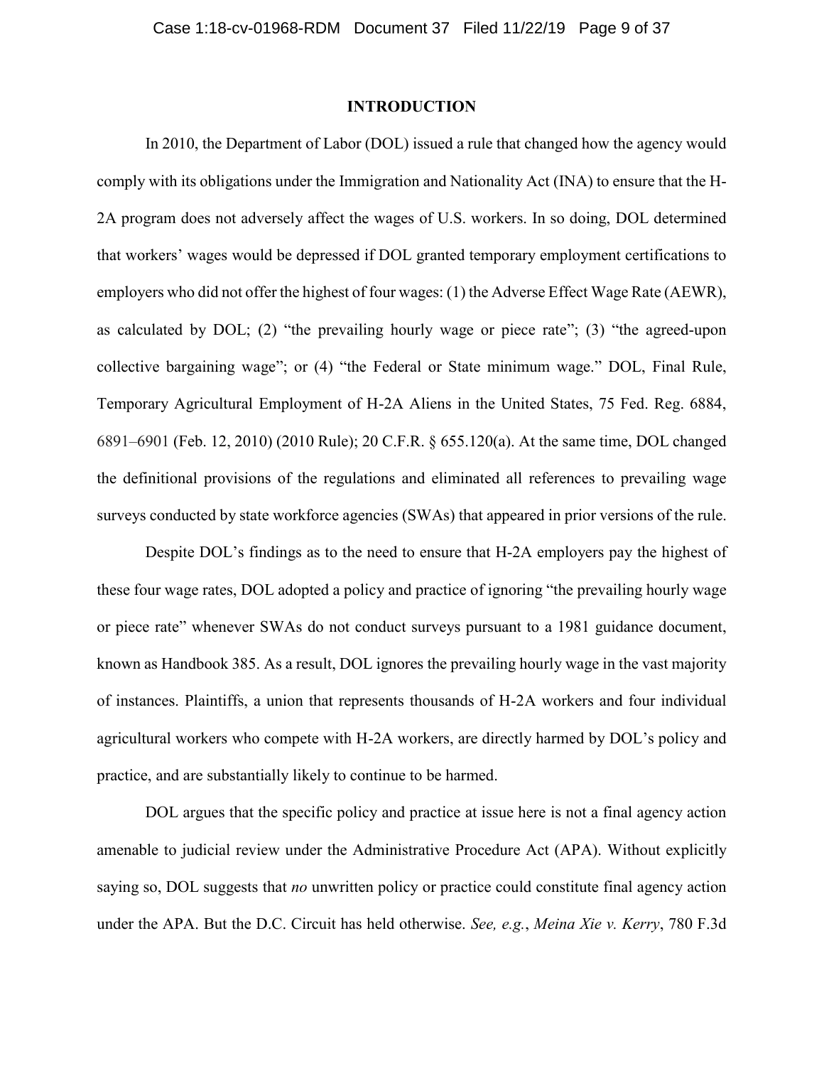## INTRODUCTION

In 2010, the Department of Labor (DOL) issued a rule that changed how the agency would comply with its obligations under the Immigration and Nationality Act (INA) to ensure that the H-2A program does not adversely affect the wages of U.S. workers. In so doing, DOL determined that workers' wages would be depressed if DOL granted temporary employment certifications to employers who did not offer the highest of four wages: (1) the Adverse Effect Wage Rate (AEWR), as calculated by DOL; (2) "the prevailing hourly wage or piece rate"; (3) "the agreed-upon collective bargaining wage"; or (4) "the Federal or State minimum wage." DOL, Final Rule, Temporary Agricultural Employment of H-2A Aliens in the United States, 75 Fed. Reg. 6884, 6891–6901 (Feb. 12, 2010) (2010 Rule); 20 C.F.R. § 655.120(a). At the same time, DOL changed the definitional provisions of the regulations and eliminated all references to prevailing wage surveys conducted by state workforce agencies (SWAs) that appeared in prior versions of the rule.

Despite DOL's findings as to the need to ensure that H-2A employers pay the highest of these four wage rates, DOL adopted a policy and practice of ignoring "the prevailing hourly wage or piece rate" whenever SWAs do not conduct surveys pursuant to a 1981 guidance document, known as Handbook 385. As a result, DOL ignores the prevailing hourly wage in the vast majority of instances. Plaintiffs, a union that represents thousands of H-2A workers and four individual agricultural workers who compete with H-2A workers, are directly harmed by DOL's policy and practice, and are substantially likely to continue to be harmed.

DOL argues that the specific policy and practice at issue here is not a final agency action amenable to judicial review under the Administrative Procedure Act (APA). Without explicitly saying so, DOL suggests that *no* unwritten policy or practice could constitute final agency action under the APA. But the D.C. Circuit has held otherwise. *See, e.g.*, *Meina Xie v. Kerry*, 780 F.3d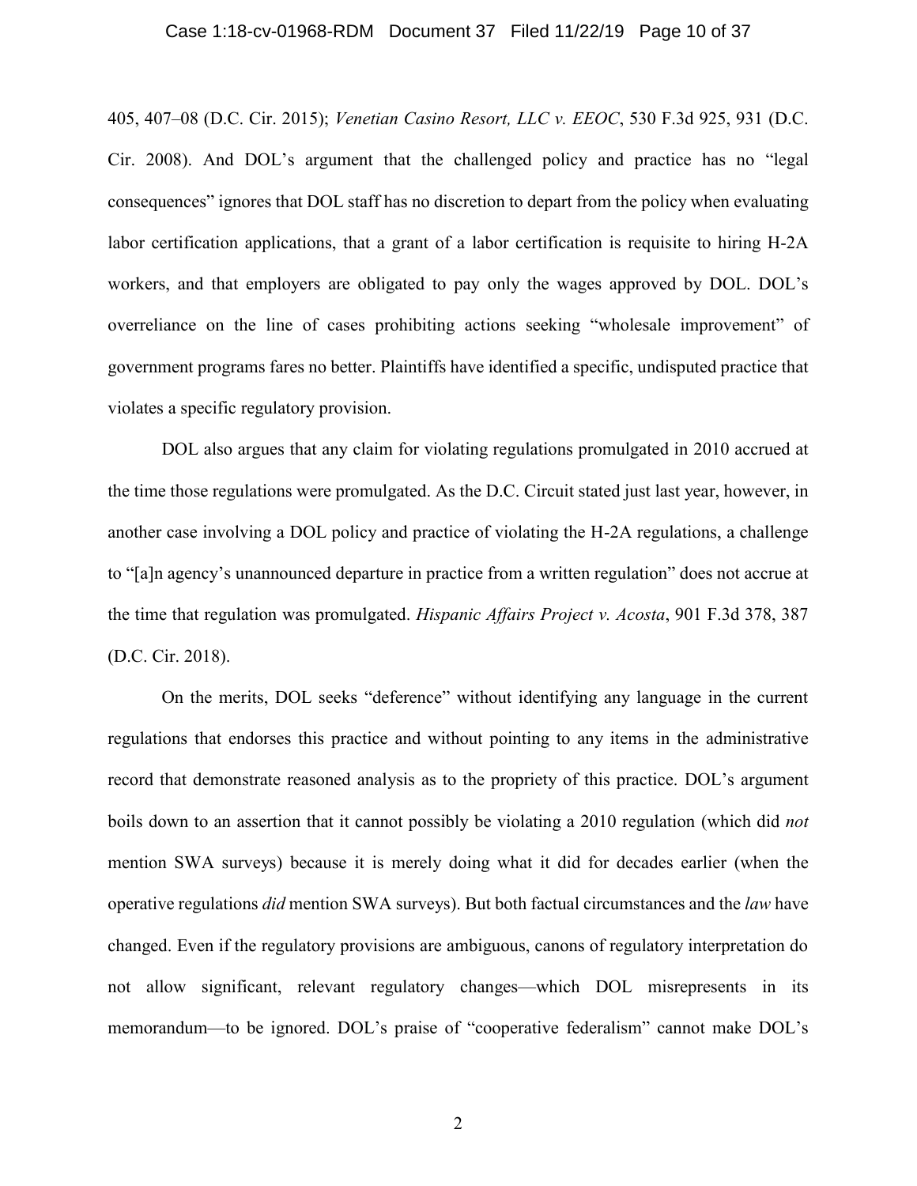405, 407–08 (D.C. Cir. 2015); *Venetian Casino Resort, LLC v. EEOC*, 530 F.3d 925, 931 (D.C. Cir. 2008). And DOL's argument that the challenged policy and practice has no "legal consequences" ignores that DOL staff has no discretion to depart from the policy when evaluating labor certification applications, that a grant of a labor certification is requisite to hiring H-2A workers, and that employers are obligated to pay only the wages approved by DOL. DOL's overreliance on the line of cases prohibiting actions seeking "wholesale improvement" of government programs fares no better. Plaintiffs have identified a specific, undisputed practice that violates a specific regulatory provision.

DOL also argues that any claim for violating regulations promulgated in 2010 accrued at the time those regulations were promulgated. As the D.C. Circuit stated just last year, however, in another case involving a DOL policy and practice of violating the H-2A regulations, a challenge to "[a]n agency's unannounced departure in practice from a written regulation" does not accrue at the time that regulation was promulgated. *Hispanic Affairs Project v. Acosta*, 901 F.3d 378, 387 (D.C. Cir. 2018).

On the merits, DOL seeks "deference" without identifying any language in the current regulations that endorses this practice and without pointing to any items in the administrative record that demonstrate reasoned analysis as to the propriety of this practice. DOL's argument boils down to an assertion that it cannot possibly be violating a 2010 regulation (which did *not* mention SWA surveys) because it is merely doing what it did for decades earlier (when the operative regulations *did* mention SWA surveys). But both factual circumstances and the *law* have changed. Even if the regulatory provisions are ambiguous, canons of regulatory interpretation do not allow significant, relevant regulatory changes—which DOL misrepresents in its memorandum—to be ignored. DOL's praise of "cooperative federalism" cannot make DOL's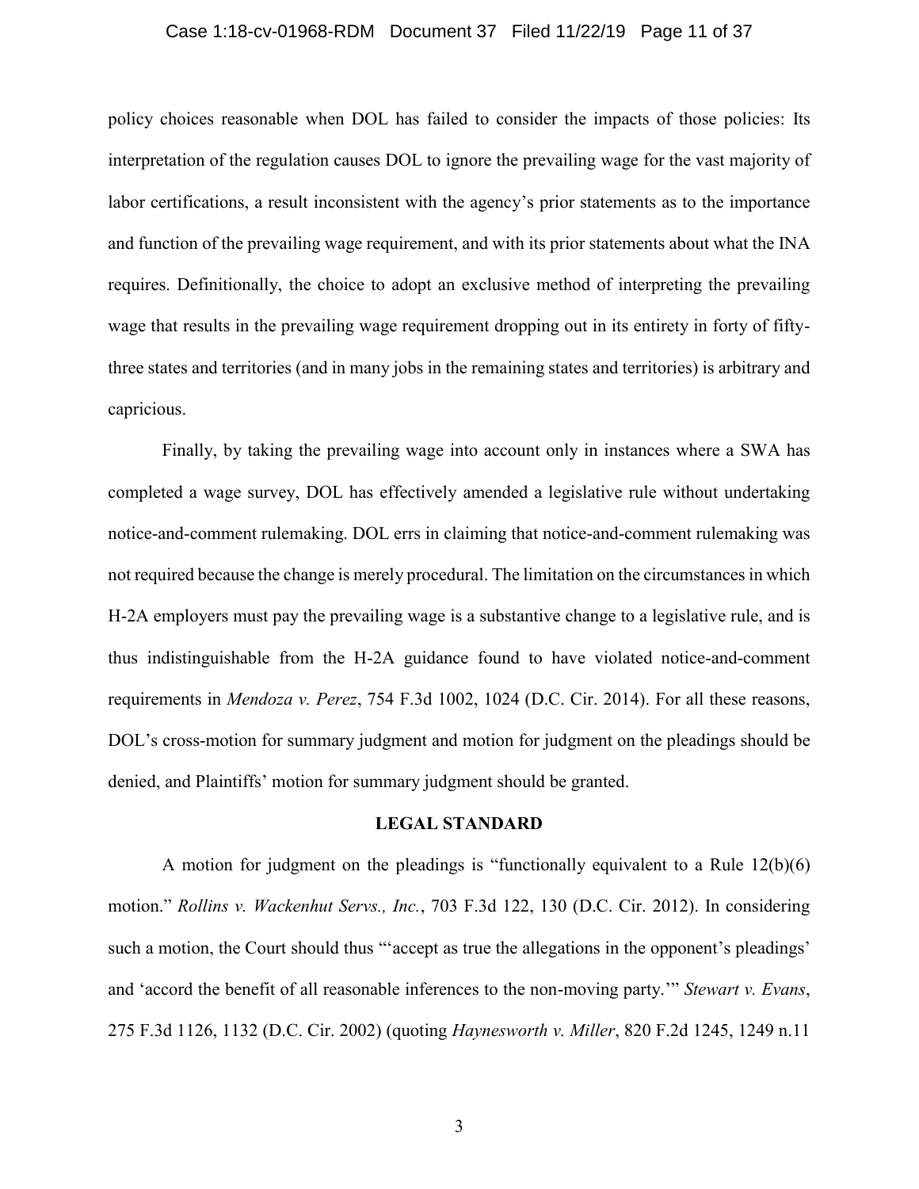policy choices reasonable when DOL has failed to consider the impacts of those policies: Its interpretation of the regulation causes DOL to ignore the prevailing wage for the vast majority of labor certifications, a result inconsistent with the agency's prior statements as to the importance and function of the prevailing wage requirement, and with its prior statements about what the INA requires. Definitionally, the choice to adopt an exclusive method of interpreting the prevailing wage that results in the prevailing wage requirement dropping out in its entirety in forty of fifty-three states and territories (and in many jobs in the remaining states and territories) is arbitrary and capricious.

Finally, by taking the prevailing wage into account only in instances where a SWA has completed a wage survey, DOL has effectively amended a legislative rule without undertaking notice-and-comment rulemaking. DOL errs in claiming that notice-and-comment rulemaking was not required because the change is merely procedural. The limitation on the circumstances in which H-2A employers must pay the prevailing wage is a substantive change to a legislative rule, and is thus indistinguishable from the H-2A guidance found to have violated notice-and-comment requirements in *Mendoza v. Perez*, 754 F.3d 1002, 1024 (D.C. Cir. 2014). For all these reasons, DOL's cross-motion for summary judgment and motion for judgment on the pleadings should be denied, and Plaintiffs' motion for summary judgment should be granted.

## LEGAL STANDARD

A motion for judgment on the pleadings is "functionally equivalent to a Rule 12(b)(6) motion." *Rollins v. Wackenhut Servs., Inc.*, 703 F.3d 122, 130 (D.C. Cir. 2012). In considering such a motion, the Court should thus "'accept as true the allegations in the opponent's pleadings' and 'accord the benefit of all reasonable inferences to the non-moving party.'" *Stewart v. Evans*, 275 F.3d 1126, 1132 (D.C. Cir. 2002) (quoting *Haynesworth v. Miller*, 820 F.2d 1245, 1249 n.11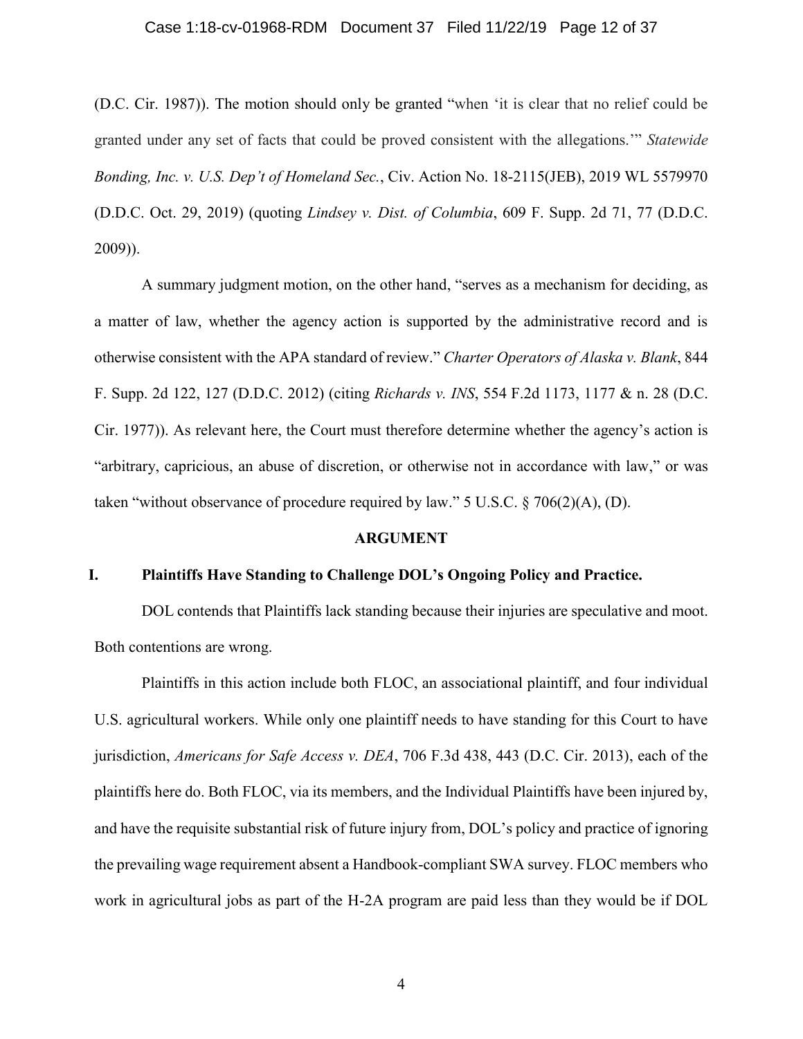(D.C. Cir. 1987)). The motion should only be granted "when 'it is clear that no relief could be granted under any set of facts that could be proved consistent with the allegations.'" *Statewide Bonding, Inc. v. U.S. Dep't of Homeland Sec.*, Civ. Action No. 18-2115(JEB), 2019 WL 5579970 (D.D.C. Oct. 29, 2019) (quoting *Lindsey v. Dist. of Columbia*, 609 F. Supp. 2d 71, 77 (D.D.C. 2009)).

A summary judgment motion, on the other hand, "serves as a mechanism for deciding, as a matter of law, whether the agency action is supported by the administrative record and is otherwise consistent with the APA standard of review." *Charter Operators of Alaska v. Blank*, 844 F. Supp. 2d 122, 127 (D.D.C. 2012) (citing *Richards v. INS*, 554 F.2d 1173, 1177 & n. 28 (D.C. Cir. 1977)). As relevant here, the Court must therefore determine whether the agency's action is "arbitrary, capricious, an abuse of discretion, or otherwise not in accordance with law," or was taken "without observance of procedure required by law." 5 U.S.C. § 706(2)(A), (D).

## ARGUMENT

### I. Plaintiffs Have Standing to Challenge DOL's Ongoing Policy and Practice.

DOL contends that Plaintiffs lack standing because their injuries are speculative and moot. Both contentions are wrong.

Plaintiffs in this action include both FLOC, an associational plaintiff, and four individual U.S. agricultural workers. While only one plaintiff needs to have standing for this Court to have jurisdiction, *Americans for Safe Access v. DEA*, 706 F.3d 438, 443 (D.C. Cir. 2013), each of the plaintiffs here do. Both FLOC, via its members, and the Individual Plaintiffs have been injured by, and have the requisite substantial risk of future injury from, DOL's policy and practice of ignoring the prevailing wage requirement absent a Handbook-compliant SWA survey. FLOC members who work in agricultural jobs as part of the H-2A program are paid less than they would be if DOL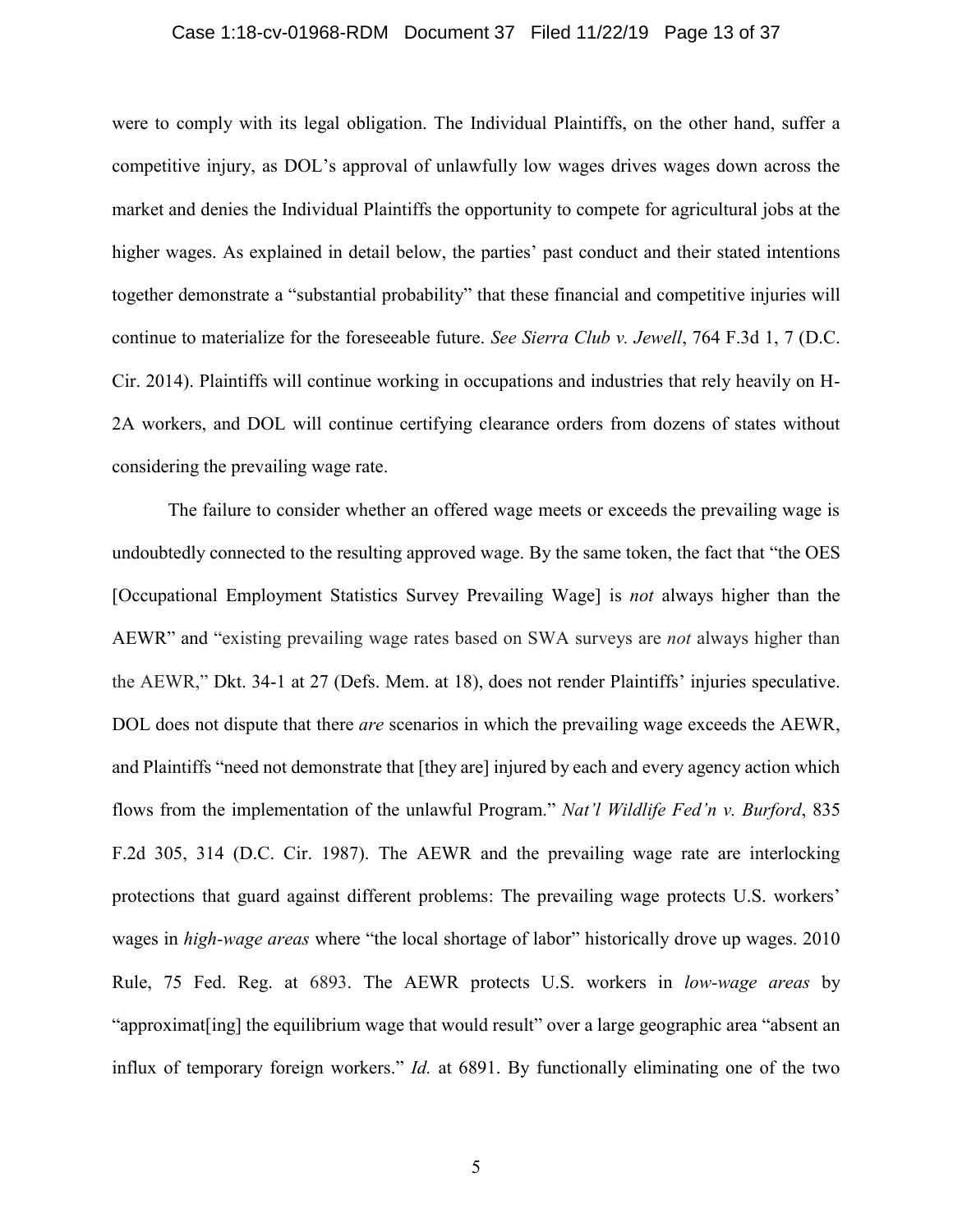were to comply with its legal obligation. The Individual Plaintiffs, on the other hand, suffer a competitive injury, as DOL's approval of unlawfully low wages drives wages down across the market and denies the Individual Plaintiffs the opportunity to compete for agricultural jobs at the higher wages. As explained in detail below, the parties' past conduct and their stated intentions together demonstrate a "substantial probability" that these financial and competitive injuries will continue to materialize for the foreseeable future. *See Sierra Club v. Jewell*, 764 F.3d 1, 7 (D.C. Cir. 2014). Plaintiffs will continue working in occupations and industries that rely heavily on H-2A workers, and DOL will continue certifying clearance orders from dozens of states without considering the prevailing wage rate.

The failure to consider whether an offered wage meets or exceeds the prevailing wage is undoubtedly connected to the resulting approved wage. By the same token, the fact that "the OES [Occupational Employment Statistics Survey Prevailing Wage] is *not* always higher than the AEWR" and "existing prevailing wage rates based on SWA surveys are *not* always higher than the AEWR," Dkt. 34-1 at 27 (Defs. Mem. at 18), does not render Plaintiffs' injuries speculative. DOL does not dispute that there *are* scenarios in which the prevailing wage exceeds the AEWR, and Plaintiffs "need not demonstrate that [they are] injured by each and every agency action which flows from the implementation of the unlawful Program." *Nat'l Wildlife Fed'n v. Burford*, 835 F.2d 305, 314 (D.C. Cir. 1987). The AEWR and the prevailing wage rate are interlocking protections that guard against different problems: The prevailing wage protects U.S. workers' wages in *high-wage areas* where "the local shortage of labor" historically drove up wages. 2010 Rule, 75 Fed. Reg. at 6893. The AEWR protects U.S. workers in *low-wage areas* by "approximat[ing] the equilibrium wage that would result" over a large geographic area "absent an influx of temporary foreign workers." *Id.* at 6891. By functionally eliminating one of the two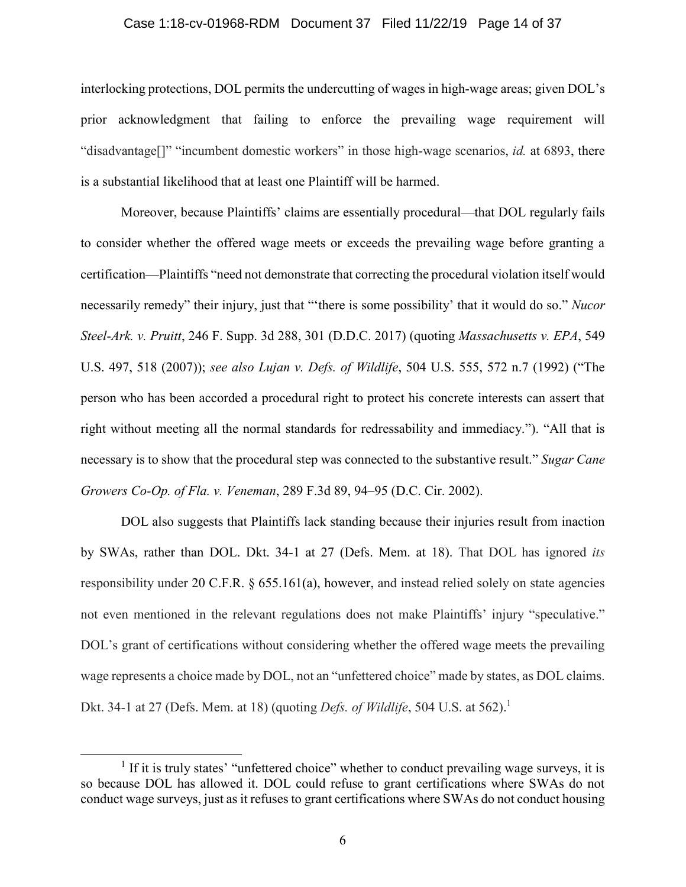interlocking protections, DOL permits the undercutting of wages in high-wage areas; given DOL's prior acknowledgment that failing to enforce the prevailing wage requirement will "disadvantage[]" "incumbent domestic workers" in those high-wage scenarios, *id.* at 6893, there is a substantial likelihood that at least one Plaintiff will be harmed.

Moreover, because Plaintiffs' claims are essentially procedural—that DOL regularly fails to consider whether the offered wage meets or exceeds the prevailing wage before granting a certification—Plaintiffs "need not demonstrate that correcting the procedural violation itself would necessarily remedy" their injury, just that "'there is some possibility' that it would do so." *Nucor Steel-Ark. v. Pruitt*, 246 F. Supp. 3d 288, 301 (D.D.C. 2017) (quoting *Massachusetts v. EPA*, 549 U.S. 497, 518 (2007)); *see also Lujan v. Defs. of Wildlife*, 504 U.S. 555, 572 n.7 (1992) ("The person who has been accorded a procedural right to protect his concrete interests can assert that right without meeting all the normal standards for redressability and immediacy."). "All that is necessary is to show that the procedural step was connected to the substantive result." *Sugar Cane Growers Co-Op. of Fla. v. Veneman*, 289 F.3d 89, 94–95 (D.C. Cir. 2002).

DOL also suggests that Plaintiffs lack standing because their injuries result from inaction by SWAs, rather than DOL. Dkt. 34-1 at 27 (Defs. Mem. at 18). That DOL has ignored *its* responsibility under 20 C.F.R. § 655.161(a), however, and instead relied solely on state agencies not even mentioned in the relevant regulations does not make Plaintiffs' injury "speculative." DOL's grant of certifications without considering whether the offered wage meets the prevailing wage represents a choice made by DOL, not an "unfettered choice" made by states, as DOL claims. Dkt. 34-1 at 27 (Defs. Mem. at 18) (quoting *Defs. of Wildlife*, 504 U.S. at 562).[1]

[1] If it is truly states' "unfettered choice" whether to conduct prevailing wage surveys, it is so because DOL has allowed it. DOL could refuse to grant certifications where SWAs do not conduct wage surveys, just as it refuses to grant certifications where SWAs do not conduct housing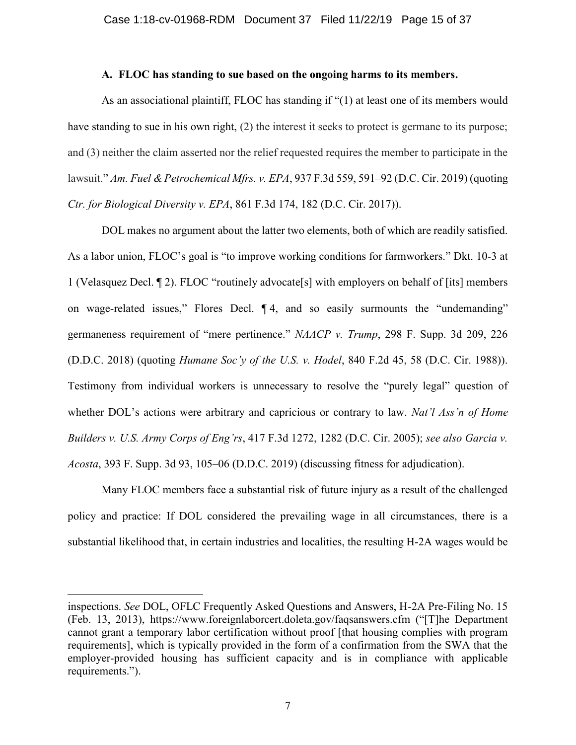### A. FLOC has standing to sue based on the ongoing harms to its members.

As an associational plaintiff, FLOC has standing if "(1) at least one of its members would have standing to sue in his own right, (2) the interest it seeks to protect is germane to its purpose; and (3) neither the claim asserted nor the relief requested requires the member to participate in the lawsuit." *Am. Fuel & Petrochemical Mfrs. v. EPA*, 937 F.3d 559, 591–92 (D.C. Cir. 2019) (quoting *Ctr. for Biological Diversity v. EPA*, 861 F.3d 174, 182 (D.C. Cir. 2017)).

DOL makes no argument about the latter two elements, both of which are readily satisfied. As a labor union, FLOC's goal is "to improve working conditions for farmworkers." Dkt. 10-3 at 1 (Velasquez Decl. ¶ 2). FLOC "routinely advocate[s] with employers on behalf of [its] members on wage-related issues," Flores Decl. ¶ 4, and so easily surmounts the "undemanding" germaneness requirement of "mere pertinence." *NAACP v. Trump*, 298 F. Supp. 3d 209, 226 (D.D.C. 2018) (quoting *Humane Soc'y of the U.S. v. Hodel*, 840 F.2d 45, 58 (D.C. Cir. 1988)). Testimony from individual workers is unnecessary to resolve the "purely legal" question of whether DOL's actions were arbitrary and capricious or contrary to law. *Nat'l Ass'n of Home Builders v. U.S. Army Corps of Eng'rs*, 417 F.3d 1272, 1282 (D.C. Cir. 2005); *see also Garcia v. Acosta*, 393 F. Supp. 3d 93, 105–06 (D.D.C. 2019) (discussing fitness for adjudication).

Many FLOC members face a substantial risk of future injury as a result of the challenged policy and practice: If DOL considered the prevailing wage in all circumstances, there is a substantial likelihood that, in certain industries and localities, the resulting H-2A wages would be

---

inspections. *See* DOL, OFLC Frequently Asked Questions and Answers, H-2A Pre-Filing No. 15 (Feb. 13, 2013), https://www.foreignlaborcert.doleta.gov/faqsanswers.cfm ("[T]he Department cannot grant a temporary labor certification without proof [that housing complies with program requirements], which is typically provided in the form of a confirmation from the SWA that the employer-provided housing has sufficient capacity and is in compliance with applicable requirements.").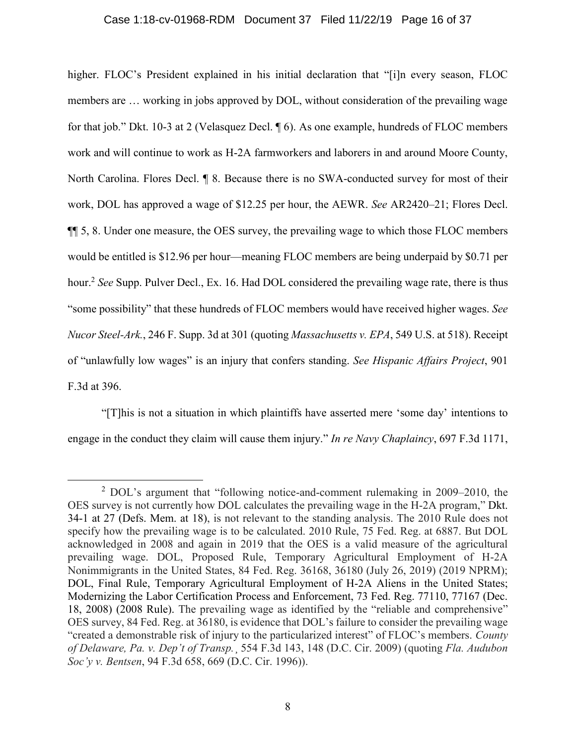higher. FLOC's President explained in his initial declaration that "[i]n every season, FLOC members are … working in jobs approved by DOL, without consideration of the prevailing wage for that job." Dkt. 10-3 at 2 (Velasquez Decl. ¶ 6). As one example, hundreds of FLOC members work and will continue to work as H-2A farmworkers and laborers in and around Moore County, North Carolina. Flores Decl. ¶ 8. Because there is no SWA-conducted survey for most of their work, DOL has approved a wage of $12.25 per hour, the AEWR. *See* AR2420–21; Flores Decl. ¶¶ 5, 8. Under one measure, the OES survey, the prevailing wage to which those FLOC members would be entitled is $12.96 per hour—meaning FLOC members are being underpaid by $0.71 per hour.[2] *See* Supp. Pulver Decl., Ex. 16. Had DOL considered the prevailing wage rate, there is thus "some possibility" that these hundreds of FLOC members would have received higher wages. *See Nucor Steel-Ark.*, 246 F. Supp. 3d at 301 (quoting *Massachusetts v. EPA*, 549 U.S. at 518). Receipt of "unlawfully low wages" is an injury that confers standing. *See Hispanic Affairs Project*, 901 F.3d at 396.

"[T]his is not a situation in which plaintiffs have asserted mere 'some day' intentions to engage in the conduct they claim will cause them injury." *In re Navy Chaplaincy*, 697 F.3d 1171,

[2] DOL's argument that "following notice-and-comment rulemaking in 2009–2010, the OES survey is not currently how DOL calculates the prevailing wage in the H-2A program," Dkt. 34-1 at 27 (Defs. Mem. at 18), is not relevant to the standing analysis. The 2010 Rule does not specify how the prevailing wage is to be calculated. 2010 Rule, 75 Fed. Reg. at 6887. But DOL acknowledged in 2008 and again in 2019 that the OES is a valid measure of the agricultural prevailing wage. DOL, Proposed Rule, Temporary Agricultural Employment of H-2A Nonimmigrants in the United States, 84 Fed. Reg. 36168, 36180 (July 26, 2019) (2019 NPRM); DOL, Final Rule, Temporary Agricultural Employment of H-2A Aliens in the United States; Modernizing the Labor Certification Process and Enforcement, 73 Fed. Reg. 77110, 77167 (Dec. 18, 2008) (2008 Rule). The prevailing wage as identified by the "reliable and comprehensive" OES survey, 84 Fed. Reg. at 36180, is evidence that DOL's failure to consider the prevailing wage "created a demonstrable risk of injury to the particularized interest" of FLOC's members. *County of Delaware, Pa. v. Dep't of Transp.*, 554 F.3d 143, 148 (D.C. Cir. 2009) (quoting *Fla. Audubon Soc'y v. Bentsen*, 94 F.3d 658, 669 (D.C. Cir. 1996)).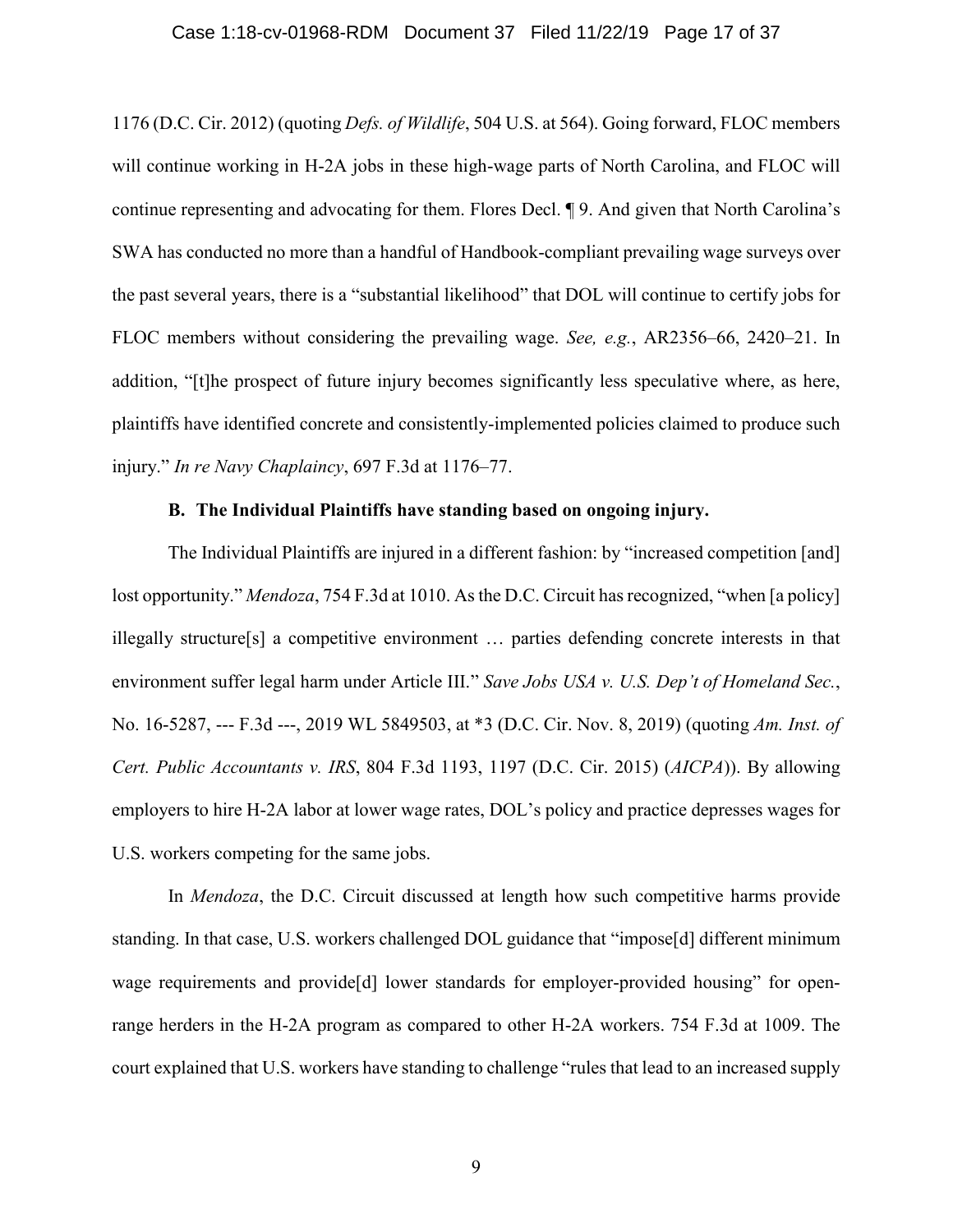1176 (D.C. Cir. 2012) (quoting *Defs. of Wildlife*, 504 U.S. at 564). Going forward, FLOC members will continue working in H-2A jobs in these high-wage parts of North Carolina, and FLOC will continue representing and advocating for them. Flores Decl. ¶ 9. And given that North Carolina's SWA has conducted no more than a handful of Handbook-compliant prevailing wage surveys over the past several years, there is a "substantial likelihood" that DOL will continue to certify jobs for FLOC members without considering the prevailing wage. *See, e.g.*, AR2356–66, 2420–21. In addition, "[t]he prospect of future injury becomes significantly less speculative where, as here, plaintiffs have identified concrete and consistently-implemented policies claimed to produce such injury." *In re Navy Chaplaincy*, 697 F.3d at 1176–77.

### B. The Individual Plaintiffs have standing based on ongoing injury.

The Individual Plaintiffs are injured in a different fashion: by "increased competition [and] lost opportunity." *Mendoza*, 754 F.3d at 1010. As the D.C. Circuit has recognized, "when [a policy] illegally structure[s] a competitive environment … parties defending concrete interests in that environment suffer legal harm under Article III." *Save Jobs USA v. U.S. Dep't of Homeland Sec.*, No. 16-5287, --- F.3d ---, 2019 WL 5849503, at *3 (D.C. Cir. Nov. 8, 2019) (quoting *Am. Inst. of Cert. Public Accountants v. IRS*, 804 F.3d 1193, 1197 (D.C. Cir. 2015) (*AICPA*)). By allowing employers to hire H-2A labor at lower wage rates, DOL's policy and practice depresses wages for U.S. workers competing for the same jobs.

In *Mendoza*, the D.C. Circuit discussed at length how such competitive harms provide standing. In that case, U.S. workers challenged DOL guidance that "impose[d] different minimum wage requirements and provide[d] lower standards for employer-provided housing" for open-range herders in the H-2A program as compared to other H-2A workers. 754 F.3d at 1009. The court explained that U.S. workers have standing to challenge "rules that lead to an increased supply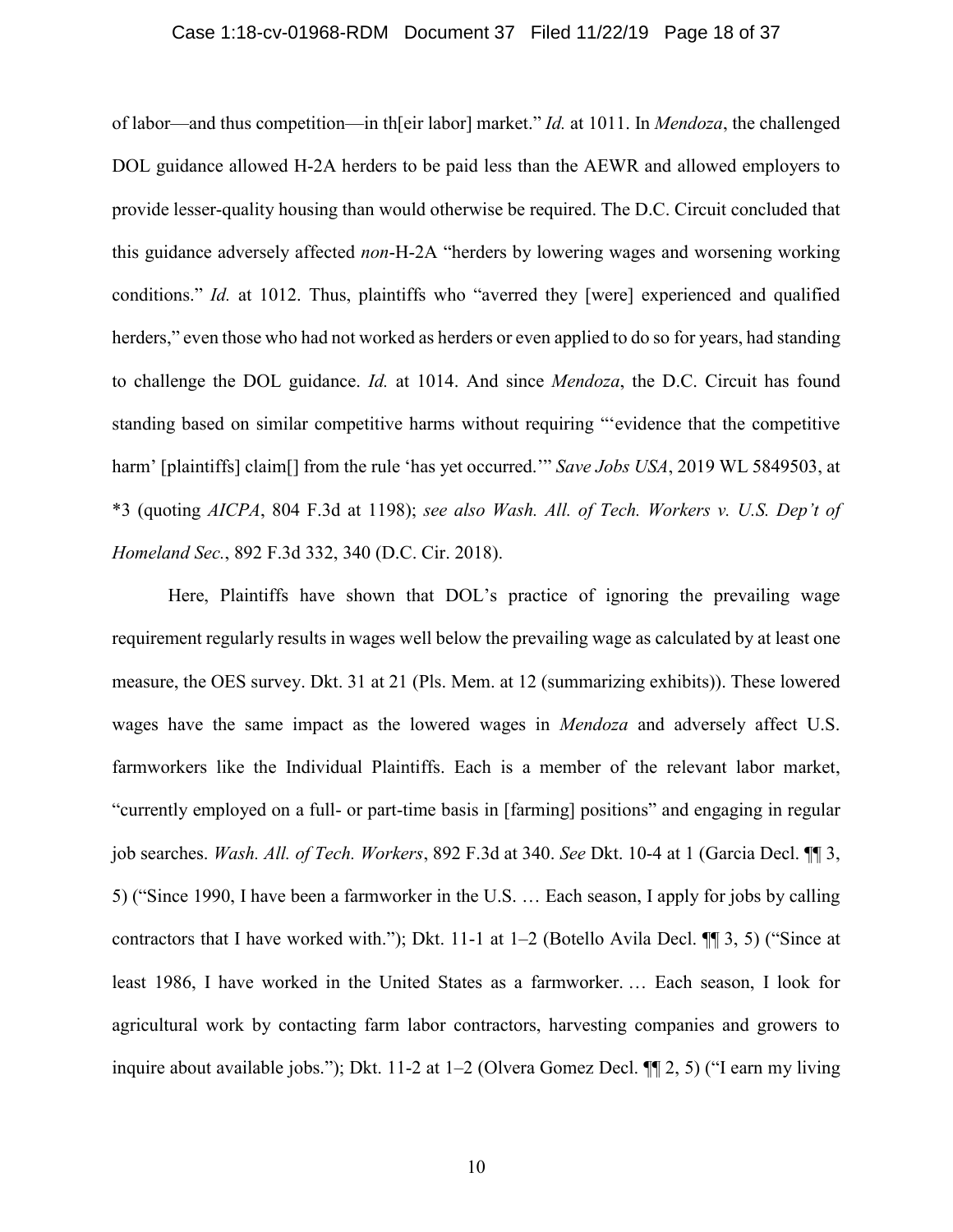of labor—and thus competition—in th[eir labor] market." *Id.* at 1011. In *Mendoza*, the challenged DOL guidance allowed H-2A herders to be paid less than the AEWR and allowed employers to provide lesser-quality housing than would otherwise be required. The D.C. Circuit concluded that this guidance adversely affected *non*-H-2A "herders by lowering wages and worsening working conditions." *Id.* at 1012. Thus, plaintiffs who "averred they [were] experienced and qualified herders," even those who had not worked as herders or even applied to do so for years, had standing to challenge the DOL guidance. *Id.* at 1014. And since *Mendoza*, the D.C. Circuit has found standing based on similar competitive harms without requiring "'evidence that the competitive harm' [plaintiffs] claim[] from the rule 'has yet occurred.'" *Save Jobs USA*, 2019 WL 5849503, at *3 (quoting *AICPA*, 804 F.3d at 1198); *see also Wash. All. of Tech. Workers v. U.S. Dep't of Homeland Sec.*, 892 F.3d 332, 340 (D.C. Cir. 2018).

Here, Plaintiffs have shown that DOL's practice of ignoring the prevailing wage requirement regularly results in wages well below the prevailing wage as calculated by at least one measure, the OES survey. Dkt. 31 at 21 (Pls. Mem. at 12 (summarizing exhibits)). These lowered wages have the same impact as the lowered wages in *Mendoza* and adversely affect U.S. farmworkers like the Individual Plaintiffs. Each is a member of the relevant labor market, "currently employed on a full- or part-time basis in [farming] positions" and engaging in regular job searches. *Wash. All. of Tech. Workers*, 892 F.3d at 340. *See* Dkt. 10-4 at 1 (Garcia Decl. ¶¶ 3, 5) ("Since 1990, I have been a farmworker in the U.S. … Each season, I apply for jobs by calling contractors that I have worked with."); Dkt. 11-1 at 1–2 (Botello Avila Decl. ¶¶ 3, 5) ("Since at least 1986, I have worked in the United States as a farmworker. … Each season, I look for agricultural work by contacting farm labor contractors, harvesting companies and growers to inquire about available jobs."); Dkt. 11-2 at 1–2 (Olvera Gomez Decl. ¶¶ 2, 5) ("I earn my living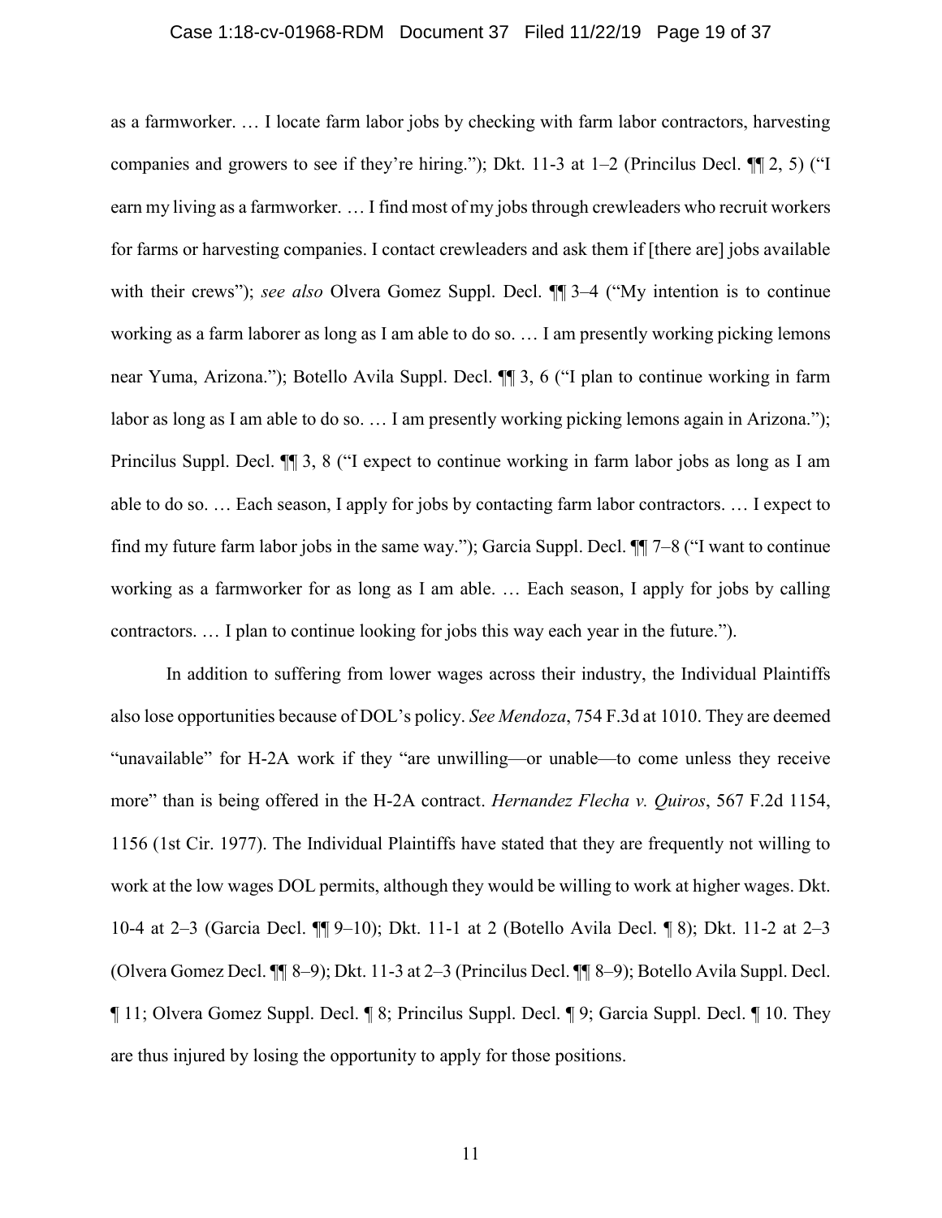as a farmworker. … I locate farm labor jobs by checking with farm labor contractors, harvesting companies and growers to see if they're hiring."); Dkt. 11-3 at 1–2 (Princilus Decl. ¶¶ 2, 5) ("I earn my living as a farmworker. … I find most of my jobs through crewleaders who recruit workers for farms or harvesting companies. I contact crewleaders and ask them if [there are] jobs available with their crews"); *see also* Olvera Gomez Suppl. Decl. ¶¶ 3–4 ("My intention is to continue working as a farm laborer as long as I am able to do so. … I am presently working picking lemons near Yuma, Arizona."); Botello Avila Suppl. Decl. ¶¶ 3, 6 ("I plan to continue working in farm labor as long as I am able to do so. … I am presently working picking lemons again in Arizona."); Princilus Suppl. Decl. ¶¶ 3, 8 ("I expect to continue working in farm labor jobs as long as I am able to do so. … Each season, I apply for jobs by contacting farm labor contractors. … I expect to find my future farm labor jobs in the same way."); Garcia Suppl. Decl. ¶¶ 7–8 ("I want to continue working as a farmworker for as long as I am able. … Each season, I apply for jobs by calling contractors. … I plan to continue looking for jobs this way each year in the future.").

In addition to suffering from lower wages across their industry, the Individual Plaintiffs also lose opportunities because of DOL's policy. *See Mendoza*, 754 F.3d at 1010. They are deemed "unavailable" for H-2A work if they "are unwilling—or unable—to come unless they receive more" than is being offered in the H-2A contract. *Hernandez Flecha v. Quiros*, 567 F.2d 1154, 1156 (1st Cir. 1977). The Individual Plaintiffs have stated that they are frequently not willing to work at the low wages DOL permits, although they would be willing to work at higher wages. Dkt. 10-4 at 2–3 (Garcia Decl. ¶¶ 9–10); Dkt. 11-1 at 2 (Botello Avila Decl. ¶ 8); Dkt. 11-2 at 2–3 (Olvera Gomez Decl. ¶¶ 8–9); Dkt. 11-3 at 2–3 (Princilus Decl. ¶¶ 8–9); Botello Avila Suppl. Decl. ¶ 11; Olvera Gomez Suppl. Decl. ¶ 8; Princilus Suppl. Decl. ¶ 9; Garcia Suppl. Decl. ¶ 10. They are thus injured by losing the opportunity to apply for those positions.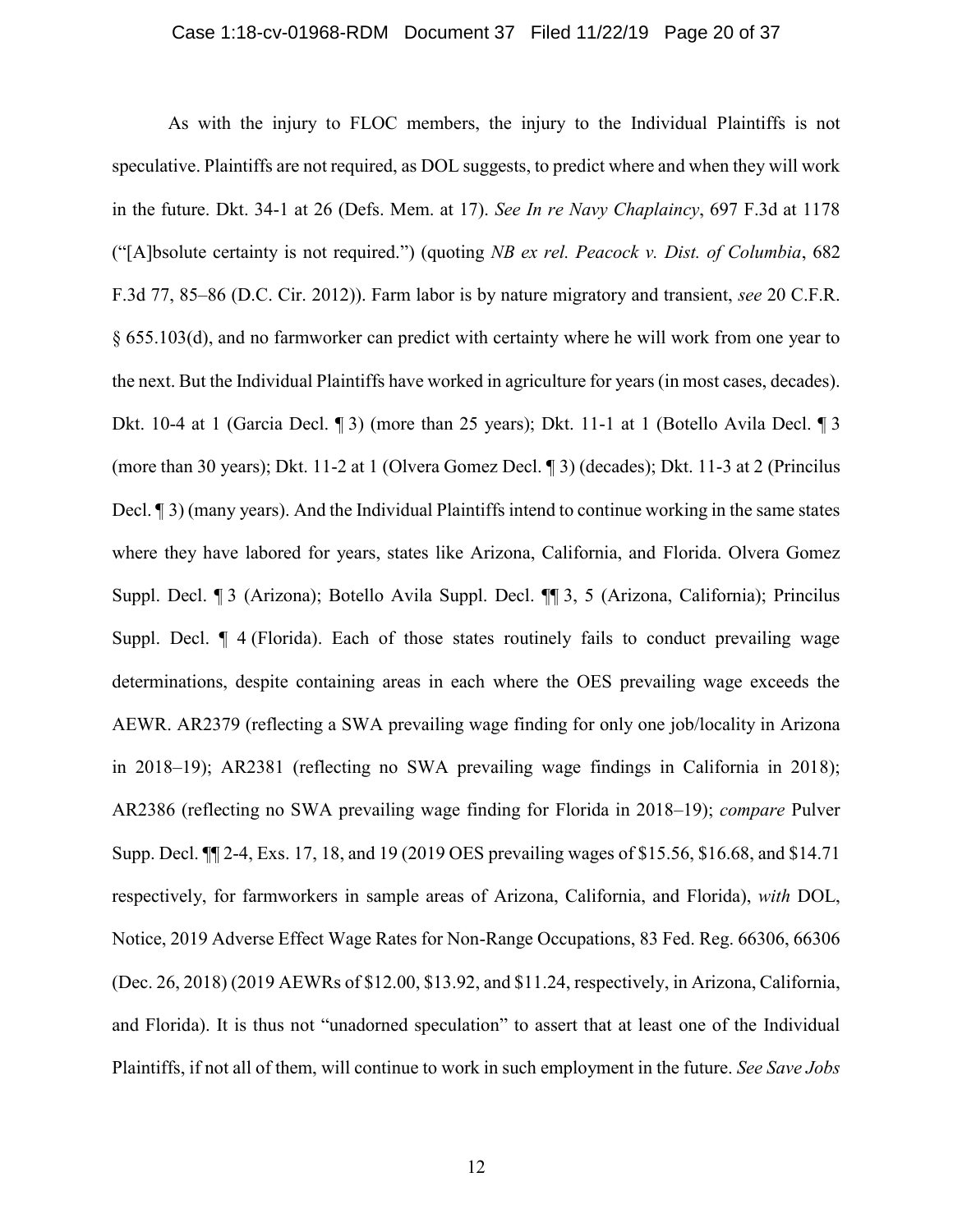As with the injury to FLOC members, the injury to the Individual Plaintiffs is not speculative. Plaintiffs are not required, as DOL suggests, to predict where and when they will work in the future. Dkt. 34-1 at 26 (Defs. Mem. at 17). *See In re Navy Chaplaincy*, 697 F.3d at 1178 ("[A]bsolute certainty is not required.") (quoting *NB ex rel. Peacock v. Dist. of Columbia*, 682 F.3d 77, 85–86 (D.C. Cir. 2012)). Farm labor is by nature migratory and transient, *see* 20 C.F.R. § 655.103(d), and no farmworker can predict with certainty where he will work from one year to the next. But the Individual Plaintiffs have worked in agriculture for years (in most cases, decades). Dkt. 10-4 at 1 (Garcia Decl. ¶ 3) (more than 25 years); Dkt. 11-1 at 1 (Botello Avila Decl. ¶ 3 (more than 30 years); Dkt. 11-2 at 1 (Olvera Gomez Decl. ¶ 3) (decades); Dkt. 11-3 at 2 (Princilus Decl. ¶ 3) (many years). And the Individual Plaintiffs intend to continue working in the same states where they have labored for years, states like Arizona, California, and Florida. Olvera Gomez Suppl. Decl. ¶ 3 (Arizona); Botello Avila Suppl. Decl. ¶¶ 3, 5 (Arizona, California); Princilus Suppl. Decl. ¶ 4 (Florida). Each of those states routinely fails to conduct prevailing wage determinations, despite containing areas in each where the OES prevailing wage exceeds the AEWR. AR2379 (reflecting a SWA prevailing wage finding for only one job/locality in Arizona in 2018–19); AR2381 (reflecting no SWA prevailing wage findings in California in 2018); AR2386 (reflecting no SWA prevailing wage finding for Florida in 2018–19); *compare* Pulver Supp. Decl. ¶¶ 2-4, Exs. 17, 18, and 19 (2019 OES prevailing wages of $15.56, $16.68, and $14.71 respectively, for farmworkers in sample areas of Arizona, California, and Florida), *with* DOL, Notice, 2019 Adverse Effect Wage Rates for Non-Range Occupations, 83 Fed. Reg. 66306, 66306 (Dec. 26, 2018) (2019 AEWRs of $12.00, $13.92, and $11.24, respectively, in Arizona, California, and Florida). It is thus not "unadorned speculation" to assert that at least one of the Individual Plaintiffs, if not all of them, will continue to work in such employment in the future. *See Save Jobs*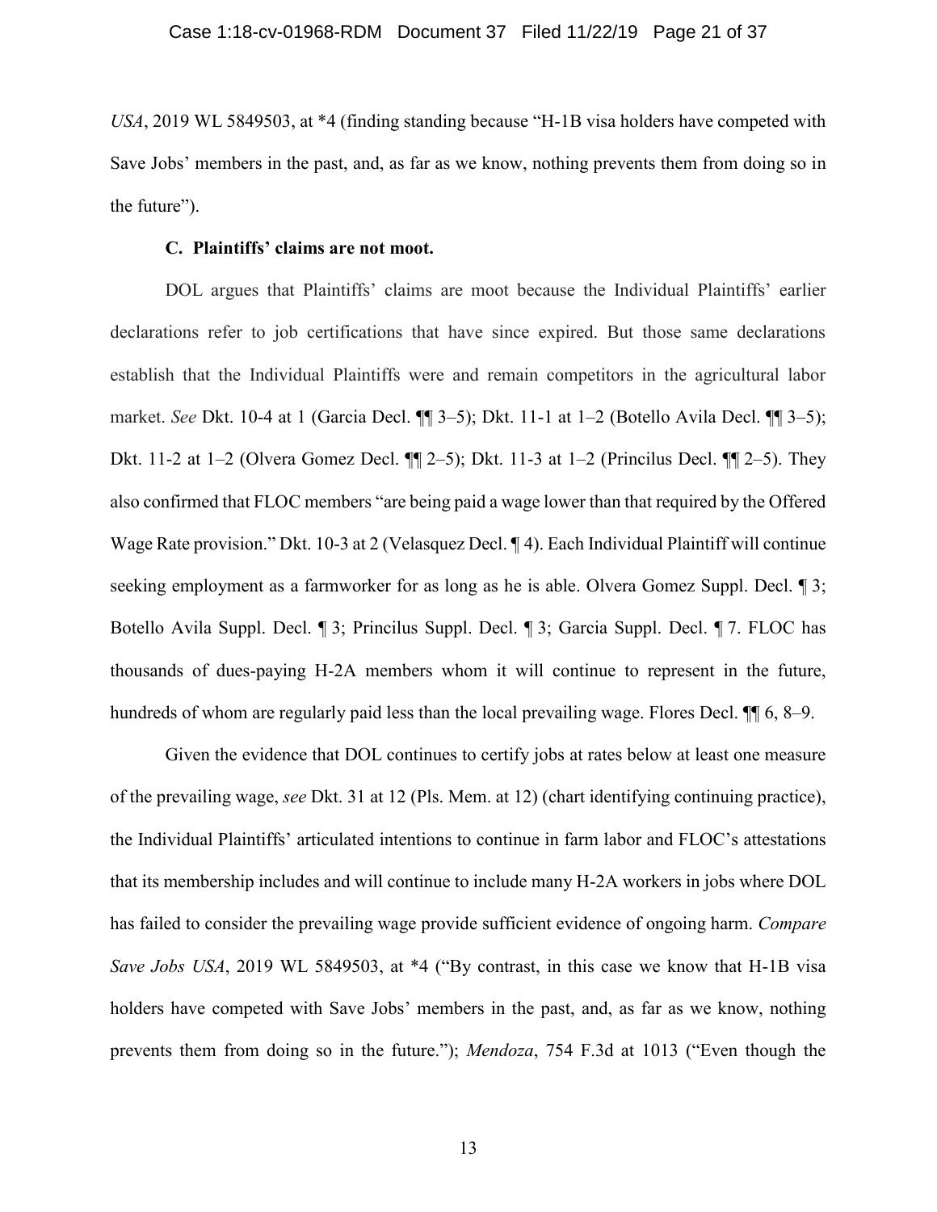*USA*, 2019 WL 5849503, at *4 (finding standing because "H-1B visa holders have competed with Save Jobs' members in the past, and, as far as we know, nothing prevents them from doing so in the future").

### C. Plaintiffs' claims are not moot.

DOL argues that Plaintiffs' claims are moot because the Individual Plaintiffs' earlier declarations refer to job certifications that have since expired. But those same declarations establish that the Individual Plaintiffs were and remain competitors in the agricultural labor market. *See* Dkt. 10-4 at 1 (Garcia Decl. ¶¶ 3–5); Dkt. 11-1 at 1–2 (Botello Avila Decl. ¶¶ 3–5); Dkt. 11-2 at 1–2 (Olvera Gomez Decl. ¶¶ 2–5); Dkt. 11-3 at 1–2 (Princilus Decl. ¶¶ 2–5). They also confirmed that FLOC members "are being paid a wage lower than that required by the Offered Wage Rate provision." Dkt. 10-3 at 2 (Velasquez Decl. ¶ 4). Each Individual Plaintiff will continue seeking employment as a farmworker for as long as he is able. Olvera Gomez Suppl. Decl. ¶ 3; Botello Avila Suppl. Decl. ¶ 3; Princilus Suppl. Decl. ¶ 3; Garcia Suppl. Decl. ¶ 7. FLOC has thousands of dues-paying H-2A members whom it will continue to represent in the future, hundreds of whom are regularly paid less than the local prevailing wage. Flores Decl. ¶¶ 6, 8–9.

Given the evidence that DOL continues to certify jobs at rates below at least one measure of the prevailing wage, *see* Dkt. 31 at 12 (Pls. Mem. at 12) (chart identifying continuing practice), the Individual Plaintiffs' articulated intentions to continue in farm labor and FLOC's attestations that its membership includes and will continue to include many H-2A workers in jobs where DOL has failed to consider the prevailing wage provide sufficient evidence of ongoing harm. *Compare Save Jobs USA*, 2019 WL 5849503, at *4 ("By contrast, in this case we know that H-1B visa holders have competed with Save Jobs' members in the past, and, as far as we know, nothing prevents them from doing so in the future."); *Mendoza*, 754 F.3d at 1013 ("Even though the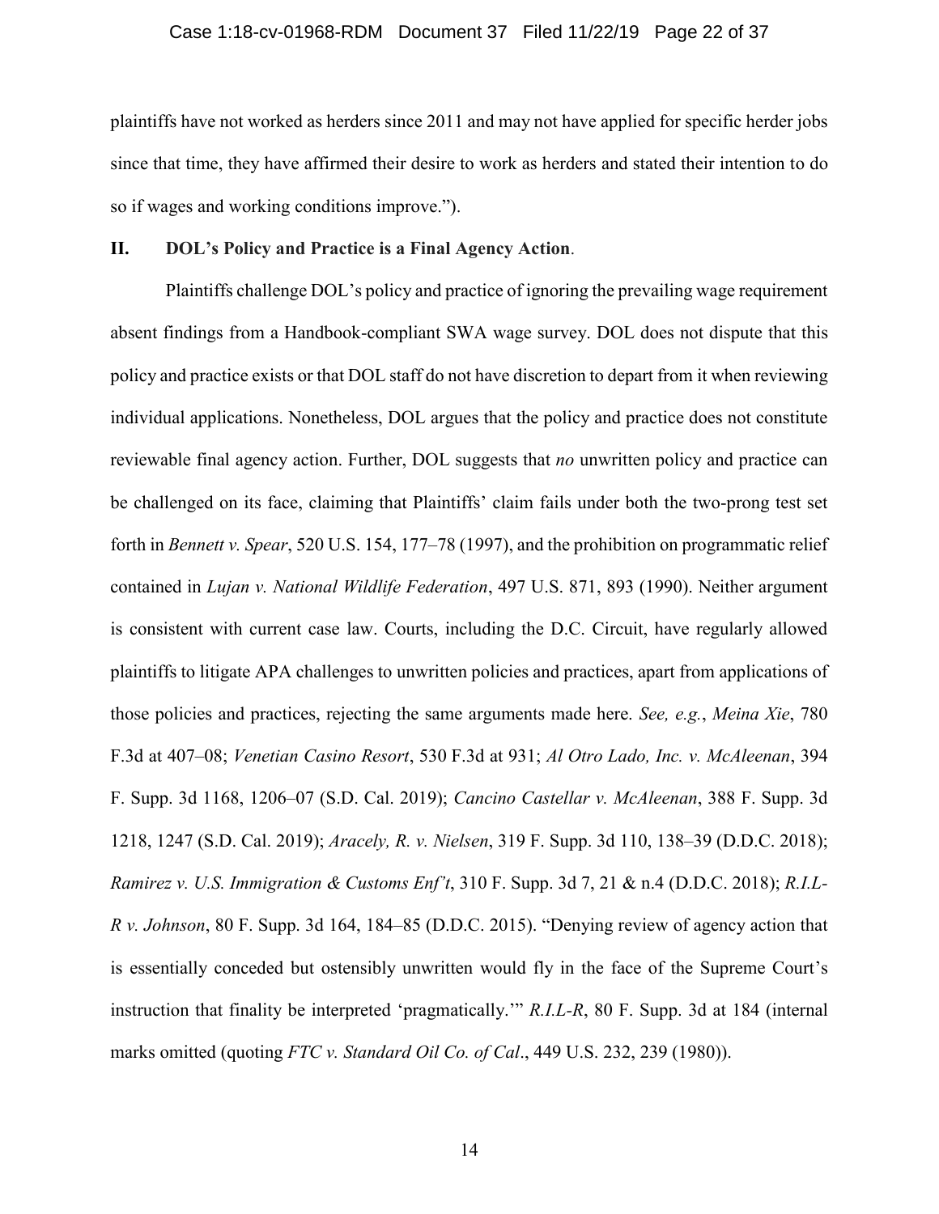plaintiffs have not worked as herders since 2011 and may not have applied for specific herder jobs since that time, they have affirmed their desire to work as herders and stated their intention to do so if wages and working conditions improve.").

## II. DOL's Policy and Practice is a Final Agency Action.

Plaintiffs challenge DOL's policy and practice of ignoring the prevailing wage requirement absent findings from a Handbook-compliant SWA wage survey. DOL does not dispute that this policy and practice exists or that DOL staff do not have discretion to depart from it when reviewing individual applications. Nonetheless, DOL argues that the policy and practice does not constitute reviewable final agency action. Further, DOL suggests that *no* unwritten policy and practice can be challenged on its face, claiming that Plaintiffs' claim fails under both the two-prong test set forth in *Bennett v. Spear*, 520 U.S. 154, 177–78 (1997), and the prohibition on programmatic relief contained in *Lujan v. National Wildlife Federation*, 497 U.S. 871, 893 (1990). Neither argument is consistent with current case law. Courts, including the D.C. Circuit, have regularly allowed plaintiffs to litigate APA challenges to unwritten policies and practices, apart from applications of those policies and practices, rejecting the same arguments made here. *See, e.g.*, *Meina Xie*, 780 F.3d at 407–08; *Venetian Casino Resort*, 530 F.3d at 931; *Al Otro Lado, Inc. v. McAleenan*, 394 F. Supp. 3d 1168, 1206–07 (S.D. Cal. 2019); *Cancino Castellar v. McAleenan*, 388 F. Supp. 3d 1218, 1247 (S.D. Cal. 2019); *Aracely, R. v. Nielsen*, 319 F. Supp. 3d 110, 138–39 (D.D.C. 2018); *Ramirez v. U.S. Immigration & Customs Enf't*, 310 F. Supp. 3d 7, 21 & n.4 (D.D.C. 2018); *R.I.L-R v. Johnson*, 80 F. Supp. 3d 164, 184–85 (D.D.C. 2015). "Denying review of agency action that is essentially conceded but ostensibly unwritten would fly in the face of the Supreme Court's instruction that finality be interpreted 'pragmatically.'" *R.I.L-R*, 80 F. Supp. 3d at 184 (internal marks omitted (quoting *FTC v. Standard Oil Co. of Cal*., 449 U.S. 232, 239 (1980)).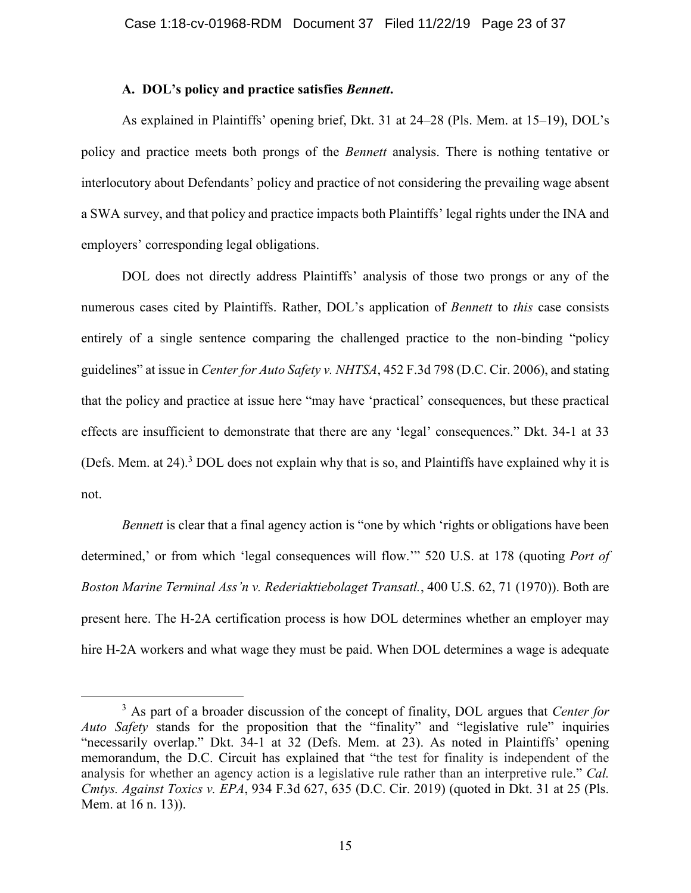### A. DOL's policy and practice satisfies *Bennett*.

As explained in Plaintiffs' opening brief, Dkt. 31 at 24–28 (Pls. Mem. at 15–19), DOL's policy and practice meets both prongs of the *Bennett* analysis. There is nothing tentative or interlocutory about Defendants' policy and practice of not considering the prevailing wage absent a SWA survey, and that policy and practice impacts both Plaintiffs' legal rights under the INA and employers' corresponding legal obligations.

DOL does not directly address Plaintiffs' analysis of those two prongs or any of the numerous cases cited by Plaintiffs. Rather, DOL's application of *Bennett* to *this* case consists entirely of a single sentence comparing the challenged practice to the non-binding "policy guidelines" at issue in *Center for Auto Safety v. NHTSA*, 452 F.3d 798 (D.C. Cir. 2006), and stating that the policy and practice at issue here "may have 'practical' consequences, but these practical effects are insufficient to demonstrate that there are any 'legal' consequences." Dkt. 34-1 at 33 (Defs. Mem. at 24).[3] DOL does not explain why that is so, and Plaintiffs have explained why it is not.

*Bennett* is clear that a final agency action is "one by which 'rights or obligations have been determined,' or from which 'legal consequences will flow.'" 520 U.S. at 178 (quoting *Port of Boston Marine Terminal Ass'n v. Rederiaktiebolaget Transatl.*, 400 U.S. 62, 71 (1970)). Both are present here. The H-2A certification process is how DOL determines whether an employer may hire H-2A workers and what wage they must be paid. When DOL determines a wage is adequate

[3] As part of a broader discussion of the concept of finality, DOL argues that *Center for Auto Safety* stands for the proposition that the "finality" and "legislative rule" inquiries "necessarily overlap." Dkt. 34-1 at 32 (Defs. Mem. at 23). As noted in Plaintiffs' opening memorandum, the D.C. Circuit has explained that "the test for finality is independent of the analysis for whether an agency action is a legislative rule rather than an interpretive rule." *Cal. Cmtys. Against Toxics v. EPA*, 934 F.3d 627, 635 (D.C. Cir. 2019) (quoted in Dkt. 31 at 25 (Pls. Mem. at 16 n. 13)).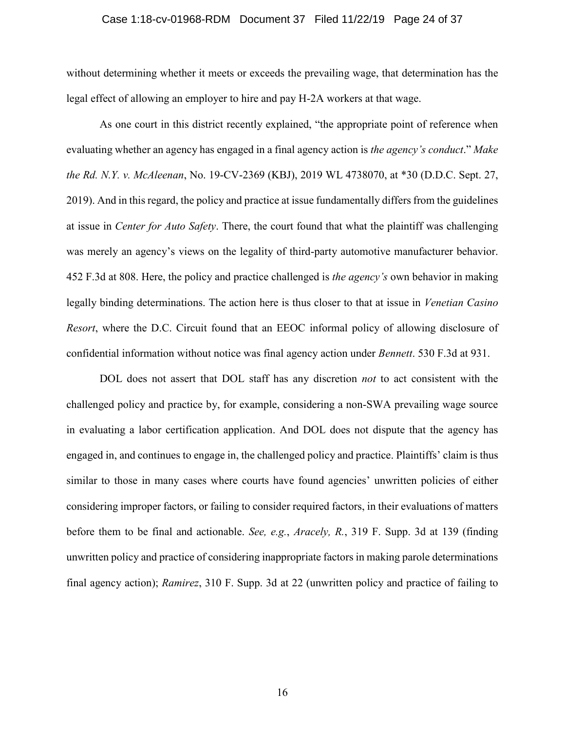without determining whether it meets or exceeds the prevailing wage, that determination has the legal effect of allowing an employer to hire and pay H-2A workers at that wage.

As one court in this district recently explained, "the appropriate point of reference when evaluating whether an agency has engaged in a final agency action is *the agency's conduct*." *Make the Rd. N.Y. v. McAleenan*, No. 19-CV-2369 (KBJ), 2019 WL 4738070, at *30 (D.D.C. Sept. 27, 2019). And in this regard, the policy and practice at issue fundamentally differs from the guidelines at issue in *Center for Auto Safety*. There, the court found that what the plaintiff was challenging was merely an agency's views on the legality of third-party automotive manufacturer behavior. 452 F.3d at 808. Here, the policy and practice challenged is *the agency's* own behavior in making legally binding determinations. The action here is thus closer to that at issue in *Venetian Casino Resort*, where the D.C. Circuit found that an EEOC informal policy of allowing disclosure of confidential information without notice was final agency action under *Bennett*. 530 F.3d at 931.

DOL does not assert that DOL staff has any discretion *not* to act consistent with the challenged policy and practice by, for example, considering a non-SWA prevailing wage source in evaluating a labor certification application. And DOL does not dispute that the agency has engaged in, and continues to engage in, the challenged policy and practice. Plaintiffs' claim is thus similar to those in many cases where courts have found agencies' unwritten policies of either considering improper factors, or failing to consider required factors, in their evaluations of matters before them to be final and actionable. *See, e.g.*, *Aracely, R.*, 319 F. Supp. 3d at 139 (finding unwritten policy and practice of considering inappropriate factors in making parole determinations final agency action); *Ramirez*, 310 F. Supp. 3d at 22 (unwritten policy and practice of failing to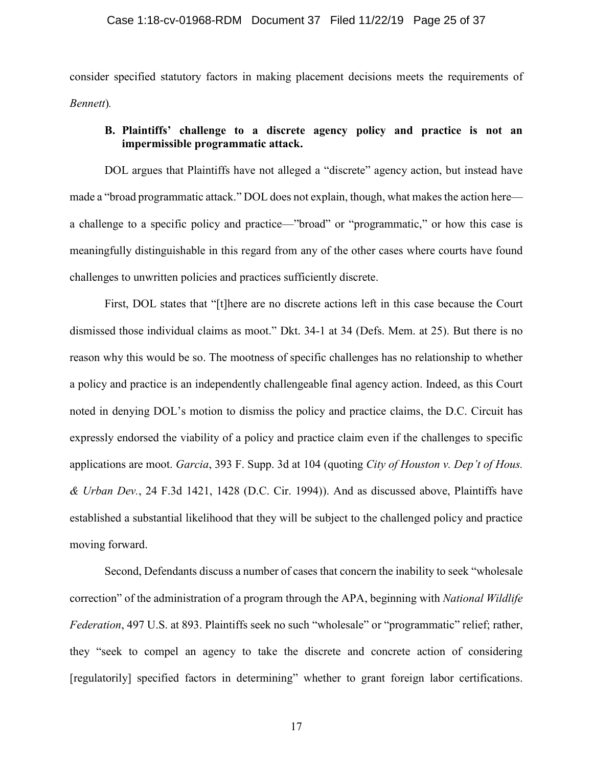consider specified statutory factors in making placement decisions meets the requirements of *Bennett*).

### B. Plaintiffs' challenge to a discrete agency policy and practice is not an impermissible programmatic attack.

DOL argues that Plaintiffs have not alleged a "discrete" agency action, but instead have made a "broad programmatic attack." DOL does not explain, though, what makes the action here—a challenge to a specific policy and practice—"broad" or "programmatic," or how this case is meaningfully distinguishable in this regard from any of the other cases where courts have found challenges to unwritten policies and practices sufficiently discrete.

First, DOL states that "[t]here are no discrete actions left in this case because the Court dismissed those individual claims as moot." Dkt. 34-1 at 34 (Defs. Mem. at 25). But there is no reason why this would be so. The mootness of specific challenges has no relationship to whether a policy and practice is an independently challengeable final agency action. Indeed, as this Court noted in denying DOL's motion to dismiss the policy and practice claims, the D.C. Circuit has expressly endorsed the viability of a policy and practice claim even if the challenges to specific applications are moot. *Garcia*, 393 F. Supp. 3d at 104 (quoting *City of Houston v. Dep't of Hous. & Urban Dev.*, 24 F.3d 1421, 1428 (D.C. Cir. 1994)). And as discussed above, Plaintiffs have established a substantial likelihood that they will be subject to the challenged policy and practice moving forward.

Second, Defendants discuss a number of cases that concern the inability to seek "wholesale correction" of the administration of a program through the APA, beginning with *National Wildlife Federation*, 497 U.S. at 893. Plaintiffs seek no such "wholesale" or "programmatic" relief; rather, they "seek to compel an agency to take the discrete and concrete action of considering [regulatorily] specified factors in determining" whether to grant foreign labor certifications.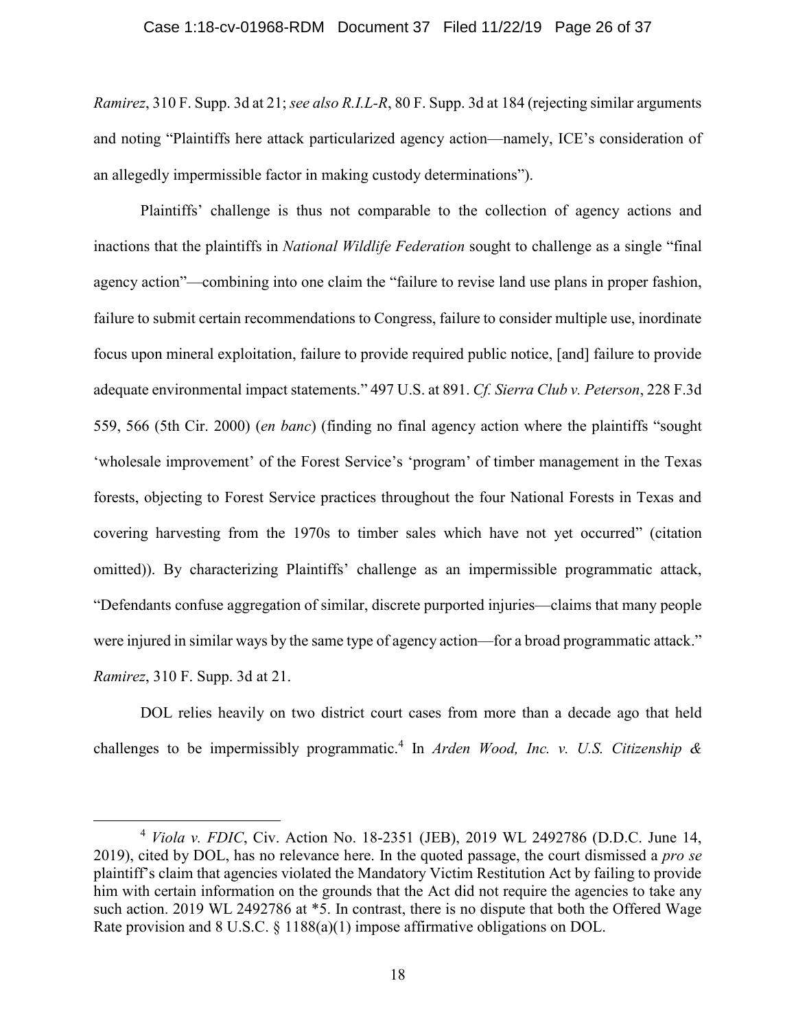*Ramirez*, 310 F. Supp. 3d at 21; *see also R.I.L-R*, 80 F. Supp. 3d at 184 (rejecting similar arguments and noting "Plaintiffs here attack particularized agency action—namely, ICE's consideration of an allegedly impermissible factor in making custody determinations").

Plaintiffs' challenge is thus not comparable to the collection of agency actions and inactions that the plaintiffs in *National Wildlife Federation* sought to challenge as a single "final agency action"—combining into one claim the "failure to revise land use plans in proper fashion, failure to submit certain recommendations to Congress, failure to consider multiple use, inordinate focus upon mineral exploitation, failure to provide required public notice, [and] failure to provide adequate environmental impact statements." 497 U.S. at 891. *Cf. Sierra Club v. Peterson*, 228 F.3d 559, 566 (5th Cir. 2000) (*en banc*) (finding no final agency action where the plaintiffs "sought 'wholesale improvement' of the Forest Service's 'program' of timber management in the Texas forests, objecting to Forest Service practices throughout the four National Forests in Texas and covering harvesting from the 1970s to timber sales which have not yet occurred" (citation omitted)). By characterizing Plaintiffs' challenge as an impermissible programmatic attack, "Defendants confuse aggregation of similar, discrete purported injuries—claims that many people were injured in similar ways by the same type of agency action—for a broad programmatic attack." *Ramirez*, 310 F. Supp. 3d at 21.

DOL relies heavily on two district court cases from more than a decade ago that held challenges to be impermissibly programmatic.[4] In *Arden Wood, Inc. v. U.S. Citizenship &*

---

[4] *Viola v. FDIC*, Civ. Action No. 18-2351 (JEB), 2019 WL 2492786 (D.D.C. June 14, 2019), cited by DOL, has no relevance here. In the quoted passage, the court dismissed a *pro se* plaintiff's claim that agencies violated the Mandatory Victim Restitution Act by failing to provide him with certain information on the grounds that the Act did not require the agencies to take any such action. 2019 WL 2492786 at *5. In contrast, there is no dispute that both the Offered Wage Rate provision and 8 U.S.C. § 1188(a)(1) impose affirmative obligations on DOL.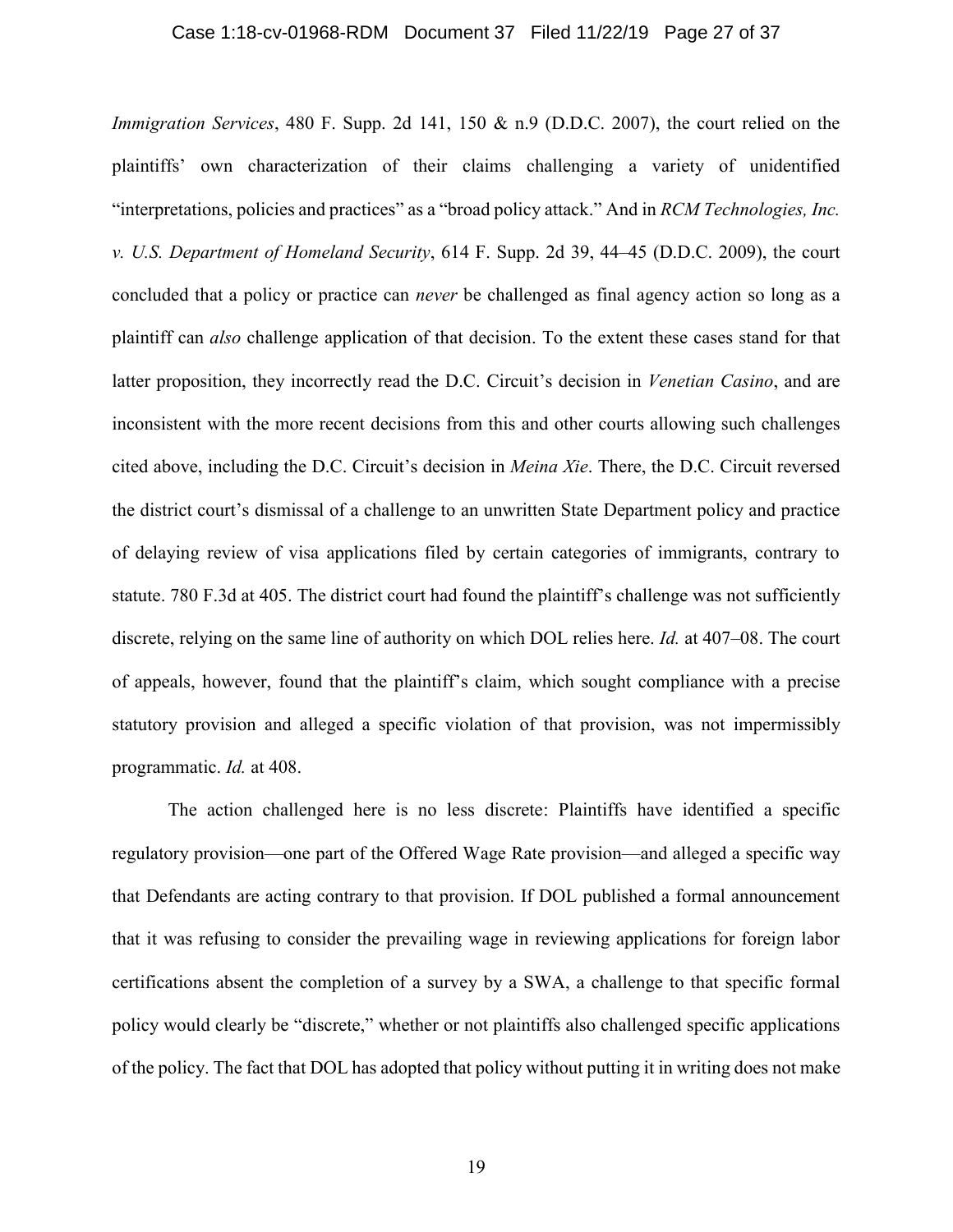*Immigration Services*, 480 F. Supp. 2d 141, 150 & n.9 (D.D.C. 2007), the court relied on the plaintiffs' own characterization of their claims challenging a variety of unidentified "interpretations, policies and practices" as a "broad policy attack." And in *RCM Technologies, Inc. v. U.S. Department of Homeland Security*, 614 F. Supp. 2d 39, 44–45 (D.D.C. 2009), the court concluded that a policy or practice can *never* be challenged as final agency action so long as a plaintiff can *also* challenge application of that decision. To the extent these cases stand for that latter proposition, they incorrectly read the D.C. Circuit's decision in *Venetian Casino*, and are inconsistent with the more recent decisions from this and other courts allowing such challenges cited above, including the D.C. Circuit's decision in *Meina Xie*. There, the D.C. Circuit reversed the district court's dismissal of a challenge to an unwritten State Department policy and practice of delaying review of visa applications filed by certain categories of immigrants, contrary to statute. 780 F.3d at 405. The district court had found the plaintiff's challenge was not sufficiently discrete, relying on the same line of authority on which DOL relies here. *Id.* at 407–08. The court of appeals, however, found that the plaintiff's claim, which sought compliance with a precise statutory provision and alleged a specific violation of that provision, was not impermissibly programmatic. *Id.* at 408.

The action challenged here is no less discrete: Plaintiffs have identified a specific regulatory provision—one part of the Offered Wage Rate provision—and alleged a specific way that Defendants are acting contrary to that provision. If DOL published a formal announcement that it was refusing to consider the prevailing wage in reviewing applications for foreign labor certifications absent the completion of a survey by a SWA, a challenge to that specific formal policy would clearly be "discrete," whether or not plaintiffs also challenged specific applications of the policy. The fact that DOL has adopted that policy without putting it in writing does not make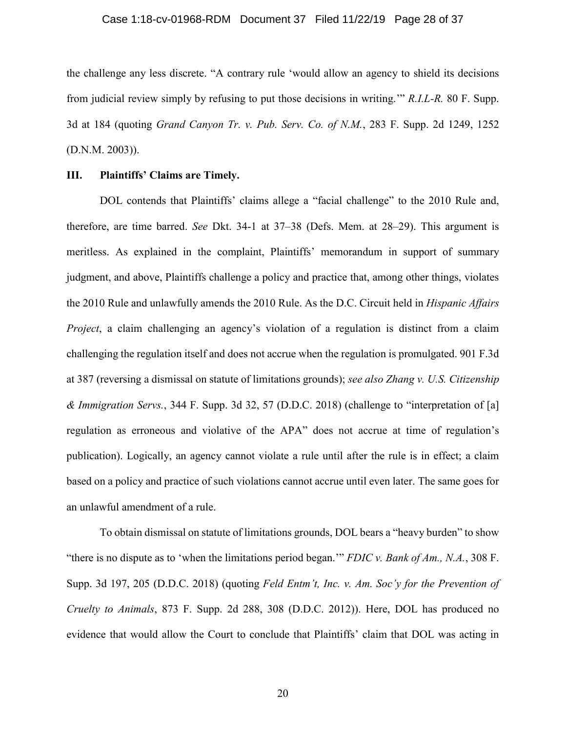the challenge any less discrete. "A contrary rule 'would allow an agency to shield its decisions from judicial review simply by refusing to put those decisions in writing.'" *R.I.L-R.* 80 F. Supp. 3d at 184 (quoting *Grand Canyon Tr. v. Pub. Serv. Co. of N.M.*, 283 F. Supp. 2d 1249, 1252 (D.N.M. 2003)).

## III. Plaintiffs' Claims are Timely.

DOL contends that Plaintiffs' claims allege a "facial challenge" to the 2010 Rule and, therefore, are time barred. *See* Dkt. 34-1 at 37–38 (Defs. Mem. at 28–29). This argument is meritless. As explained in the complaint, Plaintiffs' memorandum in support of summary judgment, and above, Plaintiffs challenge a policy and practice that, among other things, violates the 2010 Rule and unlawfully amends the 2010 Rule. As the D.C. Circuit held in *Hispanic Affairs Project*, a claim challenging an agency's violation of a regulation is distinct from a claim challenging the regulation itself and does not accrue when the regulation is promulgated. 901 F.3d at 387 (reversing a dismissal on statute of limitations grounds); *see also Zhang v. U.S. Citizenship & Immigration Servs.*, 344 F. Supp. 3d 32, 57 (D.D.C. 2018) (challenge to "interpretation of [a] regulation as erroneous and violative of the APA" does not accrue at time of regulation's publication). Logically, an agency cannot violate a rule until after the rule is in effect; a claim based on a policy and practice of such violations cannot accrue until even later. The same goes for an unlawful amendment of a rule.

To obtain dismissal on statute of limitations grounds, DOL bears a "heavy burden" to show "there is no dispute as to 'when the limitations period began.'" *FDIC v. Bank of Am., N.A.*, 308 F. Supp. 3d 197, 205 (D.D.C. 2018) (quoting *Feld Entm't, Inc. v. Am. Soc'y for the Prevention of Cruelty to Animals*, 873 F. Supp. 2d 288, 308 (D.D.C. 2012)). Here, DOL has produced no evidence that would allow the Court to conclude that Plaintiffs' claim that DOL was acting in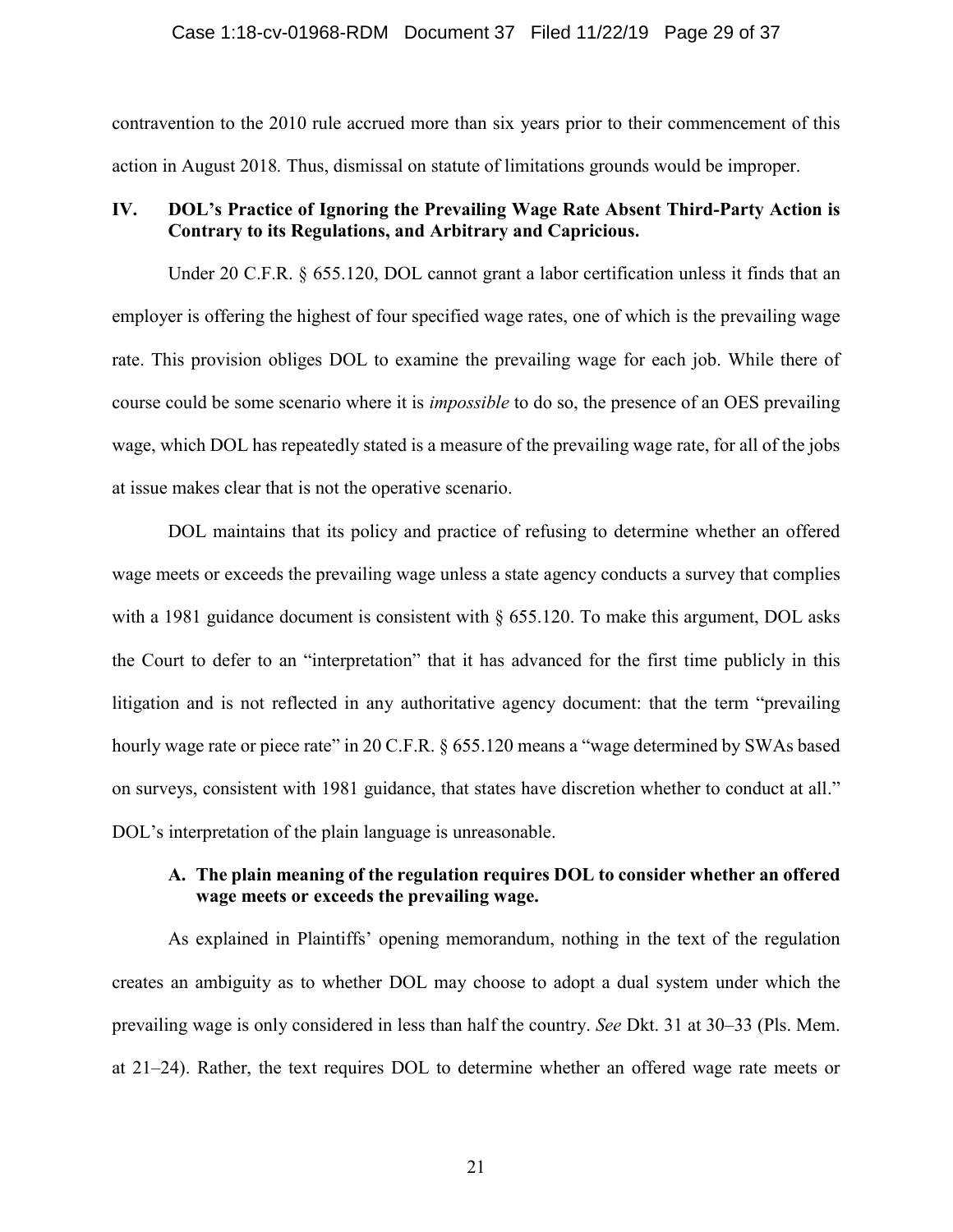contravention to the 2010 rule accrued more than six years prior to their commencement of this action in August 2018. Thus, dismissal on statute of limitations grounds would be improper.

## IV. DOL's Practice of Ignoring the Prevailing Wage Rate Absent Third-Party Action is Contrary to its Regulations, and Arbitrary and Capricious.

Under 20 C.F.R. § 655.120, DOL cannot grant a labor certification unless it finds that an employer is offering the highest of four specified wage rates, one of which is the prevailing wage rate. This provision obliges DOL to examine the prevailing wage for each job. While there of course could be some scenario where it is *impossible* to do so, the presence of an OES prevailing wage, which DOL has repeatedly stated is a measure of the prevailing wage rate, for all of the jobs at issue makes clear that is not the operative scenario.

DOL maintains that its policy and practice of refusing to determine whether an offered wage meets or exceeds the prevailing wage unless a state agency conducts a survey that complies with a 1981 guidance document is consistent with § 655.120. To make this argument, DOL asks the Court to defer to an "interpretation" that it has advanced for the first time publicly in this litigation and is not reflected in any authoritative agency document: that the term "prevailing hourly wage rate or piece rate" in 20 C.F.R. § 655.120 means a "wage determined by SWAs based on surveys, consistent with 1981 guidance, that states have discretion whether to conduct at all." DOL's interpretation of the plain language is unreasonable.

### A. The plain meaning of the regulation requires DOL to consider whether an offered wage meets or exceeds the prevailing wage.

As explained in Plaintiffs' opening memorandum, nothing in the text of the regulation creates an ambiguity as to whether DOL may choose to adopt a dual system under which the prevailing wage is only considered in less than half the country. *See* Dkt. 31 at 30–33 (Pls. Mem. at 21–24). Rather, the text requires DOL to determine whether an offered wage rate meets or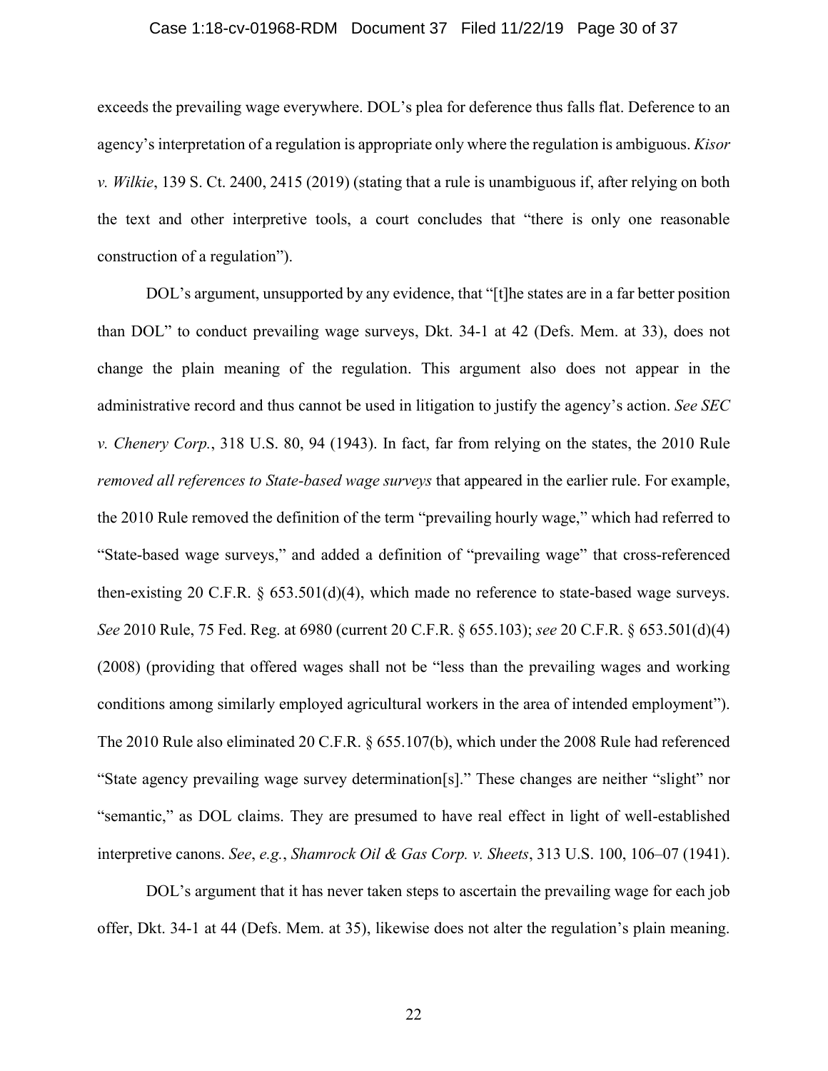exceeds the prevailing wage everywhere. DOL's plea for deference thus falls flat. Deference to an agency's interpretation of a regulation is appropriate only where the regulation is ambiguous. *Kisor v. Wilkie*, 139 S. Ct. 2400, 2415 (2019) (stating that a rule is unambiguous if, after relying on both the text and other interpretive tools, a court concludes that "there is only one reasonable construction of a regulation").

DOL's argument, unsupported by any evidence, that "[t]he states are in a far better position than DOL" to conduct prevailing wage surveys, Dkt. 34-1 at 42 (Defs. Mem. at 33), does not change the plain meaning of the regulation. This argument also does not appear in the administrative record and thus cannot be used in litigation to justify the agency's action. *See SEC v. Chenery Corp.*, 318 U.S. 80, 94 (1943). In fact, far from relying on the states, the 2010 Rule *removed all references to State-based wage surveys* that appeared in the earlier rule. For example, the 2010 Rule removed the definition of the term "prevailing hourly wage," which had referred to "State-based wage surveys," and added a definition of "prevailing wage" that cross-referenced then-existing 20 C.F.R. § 653.501(d)(4), which made no reference to state-based wage surveys. *See* 2010 Rule, 75 Fed. Reg. at 6980 (current 20 C.F.R. § 655.103); *see* 20 C.F.R. § 653.501(d)(4) (2008) (providing that offered wages shall not be "less than the prevailing wages and working conditions among similarly employed agricultural workers in the area of intended employment"). The 2010 Rule also eliminated 20 C.F.R. § 655.107(b), which under the 2008 Rule had referenced "State agency prevailing wage survey determination[s]." These changes are neither "slight" nor "semantic," as DOL claims. They are presumed to have real effect in light of well-established interpretive canons. *See*, *e.g.*, *Shamrock Oil & Gas Corp. v. Sheets*, 313 U.S. 100, 106–07 (1941).

DOL's argument that it has never taken steps to ascertain the prevailing wage for each job offer, Dkt. 34-1 at 44 (Defs. Mem. at 35), likewise does not alter the regulation's plain meaning.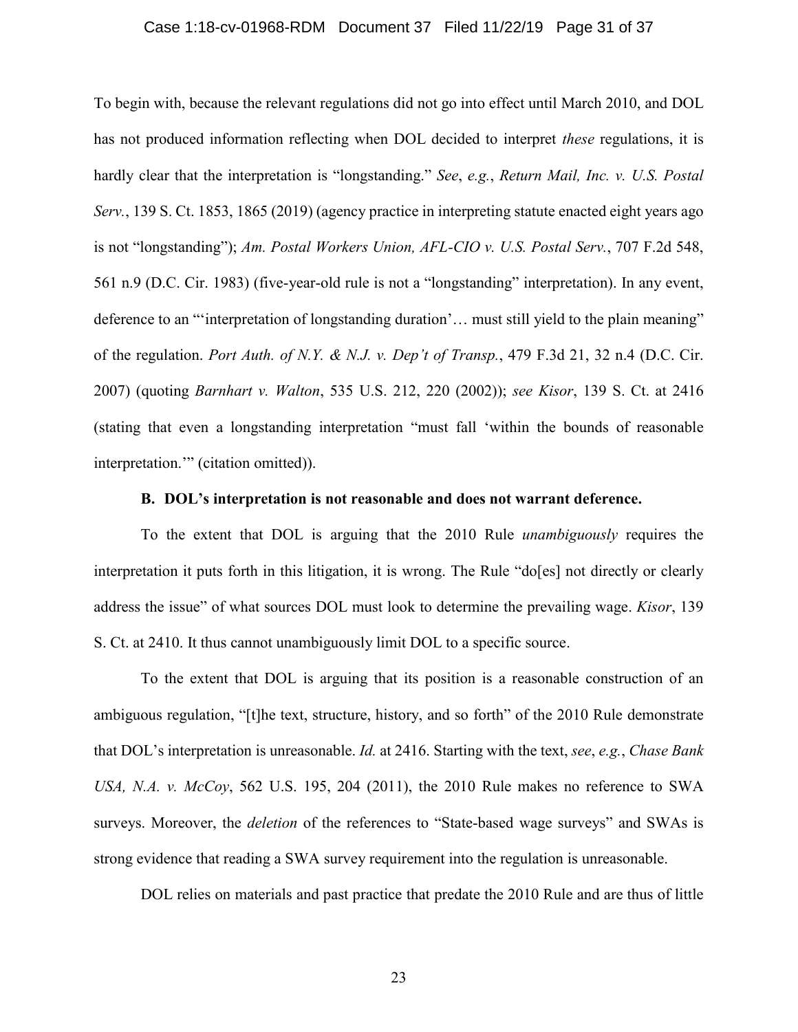To begin with, because the relevant regulations did not go into effect until March 2010, and DOL has not produced information reflecting when DOL decided to interpret *these* regulations, it is hardly clear that the interpretation is "longstanding." *See*, *e.g.*, *Return Mail, Inc. v. U.S. Postal Serv.*, 139 S. Ct. 1853, 1865 (2019) (agency practice in interpreting statute enacted eight years ago is not "longstanding"); *Am. Postal Workers Union, AFL-CIO v. U.S. Postal Serv.*, 707 F.2d 548, 561 n.9 (D.C. Cir. 1983) (five-year-old rule is not a "longstanding" interpretation). In any event, deference to an "'interpretation of longstanding duration'… must still yield to the plain meaning" of the regulation. *Port Auth. of N.Y. & N.J. v. Dep't of Transp.*, 479 F.3d 21, 32 n.4 (D.C. Cir. 2007) (quoting *Barnhart v. Walton*, 535 U.S. 212, 220 (2002)); *see Kisor*, 139 S. Ct. at 2416 (stating that even a longstanding interpretation "must fall 'within the bounds of reasonable interpretation.'" (citation omitted)).

### B. DOL's interpretation is not reasonable and does not warrant deference.

To the extent that DOL is arguing that the 2010 Rule *unambiguously* requires the interpretation it puts forth in this litigation, it is wrong. The Rule "do[es] not directly or clearly address the issue" of what sources DOL must look to determine the prevailing wage. *Kisor*, 139 S. Ct. at 2410. It thus cannot unambiguously limit DOL to a specific source.

To the extent that DOL is arguing that its position is a reasonable construction of an ambiguous regulation, "[t]he text, structure, history, and so forth" of the 2010 Rule demonstrate that DOL's interpretation is unreasonable. *Id.* at 2416. Starting with the text, *see*, *e.g.*, *Chase Bank USA, N.A. v. McCoy*, 562 U.S. 195, 204 (2011), the 2010 Rule makes no reference to SWA surveys. Moreover, the *deletion* of the references to "State-based wage surveys" and SWAs is strong evidence that reading a SWA survey requirement into the regulation is unreasonable.

DOL relies on materials and past practice that predate the 2010 Rule and are thus of little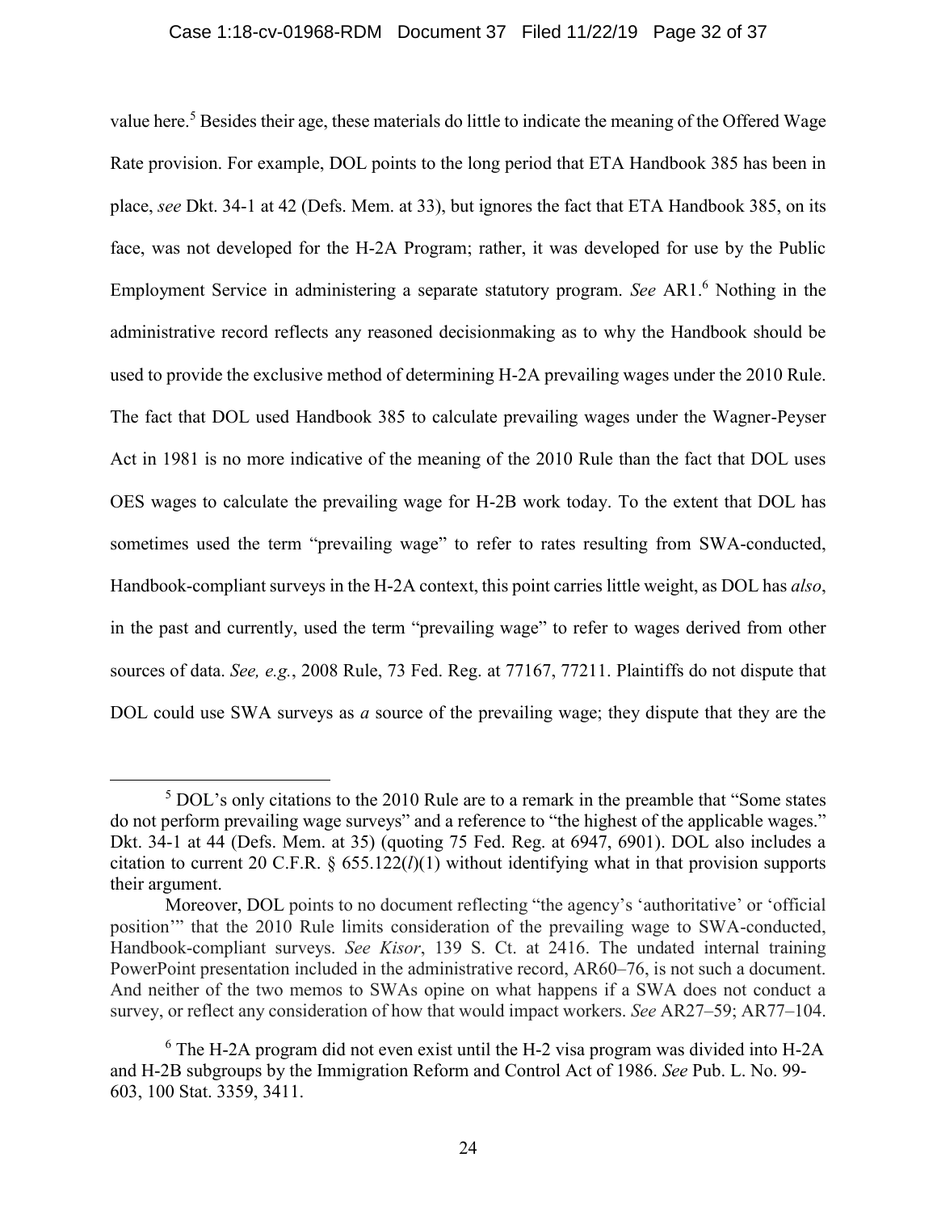value here.[5] Besides their age, these materials do little to indicate the meaning of the Offered Wage Rate provision. For example, DOL points to the long period that ETA Handbook 385 has been in place, *see* Dkt. 34-1 at 42 (Defs. Mem. at 33), but ignores the fact that ETA Handbook 385, on its face, was not developed for the H-2A Program; rather, it was developed for use by the Public Employment Service in administering a separate statutory program. *See* AR1.[6] Nothing in the administrative record reflects any reasoned decisionmaking as to why the Handbook should be used to provide the exclusive method of determining H-2A prevailing wages under the 2010 Rule. The fact that DOL used Handbook 385 to calculate prevailing wages under the Wagner-Peyser Act in 1981 is no more indicative of the meaning of the 2010 Rule than the fact that DOL uses OES wages to calculate the prevailing wage for H-2B work today. To the extent that DOL has sometimes used the term "prevailing wage" to refer to rates resulting from SWA-conducted, Handbook-compliant surveys in the H-2A context, this point carries little weight, as DOL has *also*, in the past and currently, used the term "prevailing wage" to refer to wages derived from other sources of data. *See, e.g.*, 2008 Rule, 73 Fed. Reg. at 77167, 77211. Plaintiffs do not dispute that DOL could use SWA surveys as *a* source of the prevailing wage; they dispute that they are the

---

[5] DOL's only citations to the 2010 Rule are to a remark in the preamble that "Some states do not perform prevailing wage surveys" and a reference to "the highest of the applicable wages." Dkt. 34-1 at 44 (Defs. Mem. at 35) (quoting 75 Fed. Reg. at 6947, 6901). DOL also includes a citation to current 20 C.F.R. § 655.122(*l*)(1) without identifying what in that provision supports their argument.

Moreover, DOL points to no document reflecting "the agency's 'authoritative' or 'official position'" that the 2010 Rule limits consideration of the prevailing wage to SWA-conducted, Handbook-compliant surveys. *See Kisor*, 139 S. Ct. at 2416. The undated internal training PowerPoint presentation included in the administrative record, AR60–76, is not such a document. And neither of the two memos to SWAs opine on what happens if a SWA does not conduct a survey, or reflect any consideration of how that would impact workers. *See* AR27–59; AR77–104.

[6] The H-2A program did not even exist until the H-2 visa program was divided into H-2A and H-2B subgroups by the Immigration Reform and Control Act of 1986. *See* Pub. L. No. 99-603, 100 Stat. 3359, 3411.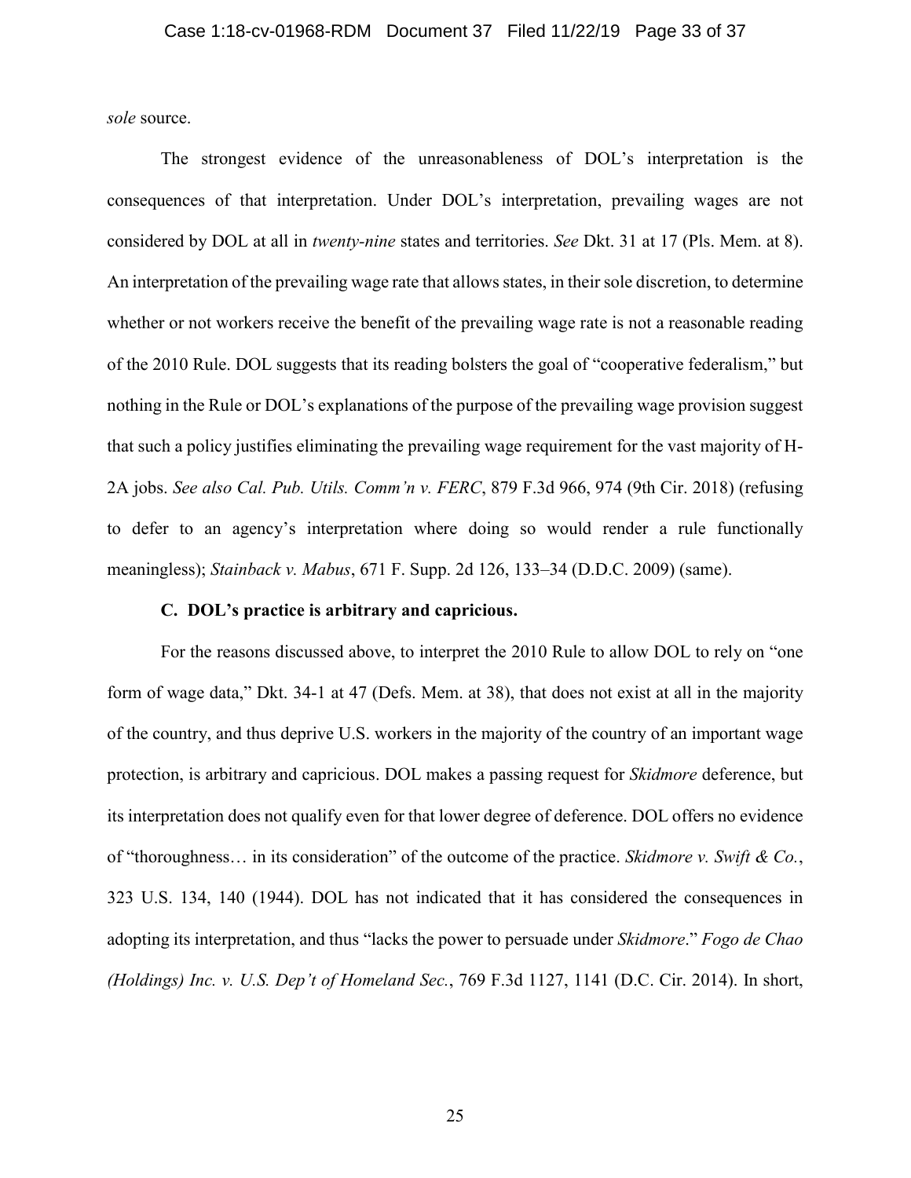*sole* source.

The strongest evidence of the unreasonableness of DOL's interpretation is the consequences of that interpretation. Under DOL's interpretation, prevailing wages are not considered by DOL at all in *twenty-nine* states and territories. *See* Dkt. 31 at 17 (Pls. Mem. at 8). An interpretation of the prevailing wage rate that allows states, in their sole discretion, to determine whether or not workers receive the benefit of the prevailing wage rate is not a reasonable reading of the 2010 Rule. DOL suggests that its reading bolsters the goal of "cooperative federalism," but nothing in the Rule or DOL's explanations of the purpose of the prevailing wage provision suggest that such a policy justifies eliminating the prevailing wage requirement for the vast majority of H-2A jobs. *See also Cal. Pub. Utils. Comm'n v. FERC*, 879 F.3d 966, 974 (9th Cir. 2018) (refusing to defer to an agency's interpretation where doing so would render a rule functionally meaningless); *Stainback v. Mabus*, 671 F. Supp. 2d 126, 133–34 (D.D.C. 2009) (same).

**C. DOL's practice is arbitrary and capricious.**

For the reasons discussed above, to interpret the 2010 Rule to allow DOL to rely on "one form of wage data," Dkt. 34-1 at 47 (Defs. Mem. at 38), that does not exist at all in the majority of the country, and thus deprive U.S. workers in the majority of the country of an important wage protection, is arbitrary and capricious. DOL makes a passing request for *Skidmore* deference, but its interpretation does not qualify even for that lower degree of deference. DOL offers no evidence of "thoroughness… in its consideration" of the outcome of the practice. *Skidmore v. Swift & Co.*, 323 U.S. 134, 140 (1944). DOL has not indicated that it has considered the consequences in adopting its interpretation, and thus "lacks the power to persuade under *Skidmore*." *Fogo de Chao (Holdings) Inc. v. U.S. Dep't of Homeland Sec.*, 769 F.3d 1127, 1141 (D.C. Cir. 2014). In short,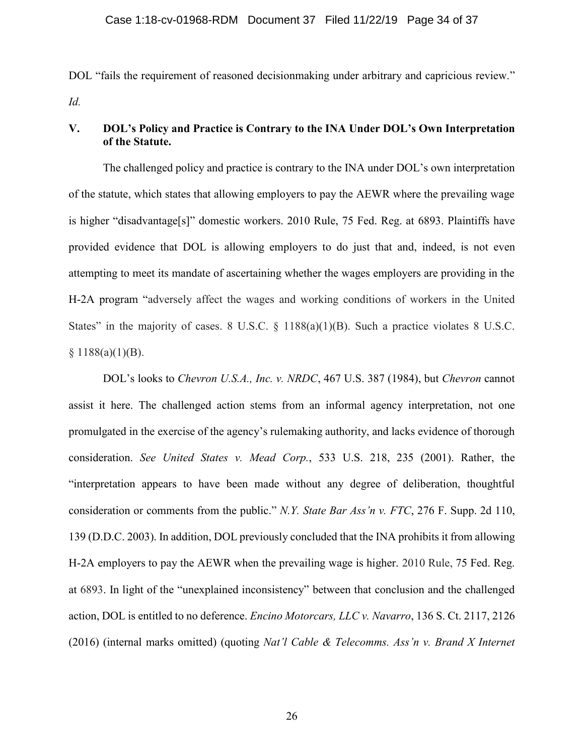DOL "fails the requirement of reasoned decisionmaking under arbitrary and capricious review." *Id.*

## V. DOL's Policy and Practice is Contrary to the INA Under DOL's Own Interpretation of the Statute.

The challenged policy and practice is contrary to the INA under DOL's own interpretation of the statute, which states that allowing employers to pay the AEWR where the prevailing wage is higher "disadvantage[s]" domestic workers. 2010 Rule, 75 Fed. Reg. at 6893. Plaintiffs have provided evidence that DOL is allowing employers to do just that and, indeed, is not even attempting to meet its mandate of ascertaining whether the wages employers are providing in the H-2A program "adversely affect the wages and working conditions of workers in the United States" in the majority of cases. 8 U.S.C. § 1188(a)(1)(B). Such a practice violates 8 U.S.C. § 1188(a)(1)(B).

DOL's looks to *Chevron U.S.A., Inc. v. NRDC*, 467 U.S. 387 (1984), but *Chevron* cannot assist it here. The challenged action stems from an informal agency interpretation, not one promulgated in the exercise of the agency's rulemaking authority, and lacks evidence of thorough consideration. *See United States v. Mead Corp.*, 533 U.S. 218, 235 (2001). Rather, the "interpretation appears to have been made without any degree of deliberation, thoughtful consideration or comments from the public." *N.Y. State Bar Ass'n v. FTC*, 276 F. Supp. 2d 110, 139 (D.D.C. 2003). In addition, DOL previously concluded that the INA prohibits it from allowing H-2A employers to pay the AEWR when the prevailing wage is higher. 2010 Rule, 75 Fed. Reg. at 6893. In light of the "unexplained inconsistency" between that conclusion and the challenged action, DOL is entitled to no deference. *Encino Motorcars, LLC v. Navarro*, 136 S. Ct. 2117, 2126 (2016) (internal marks omitted) (quoting *Nat'l Cable & Telecomms. Ass'n v. Brand X Internet*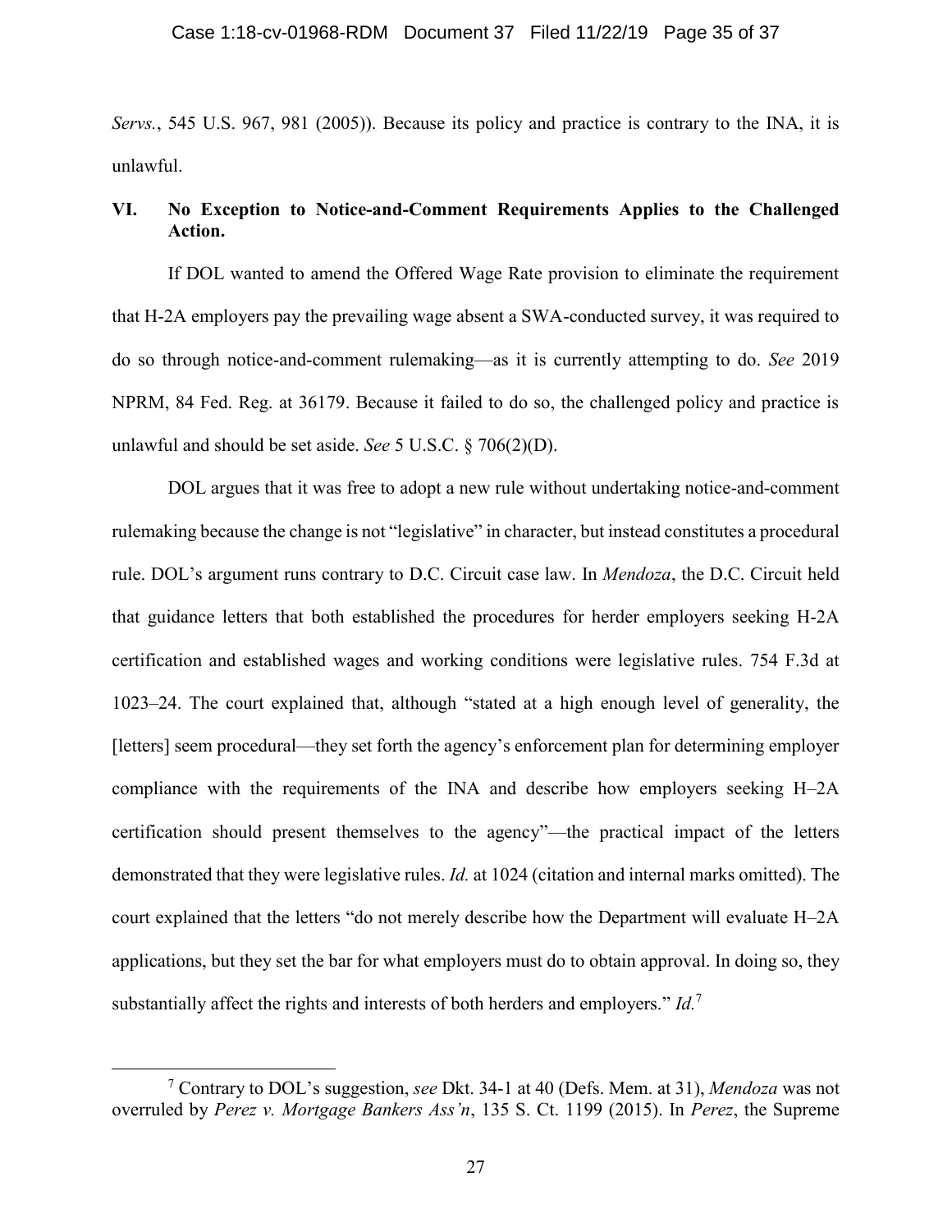*Servs.*, 545 U.S. 967, 981 (2005)). Because its policy and practice is contrary to the INA, it is unlawful.

## VI. No Exception to Notice-and-Comment Requirements Applies to the Challenged Action.

If DOL wanted to amend the Offered Wage Rate provision to eliminate the requirement that H-2A employers pay the prevailing wage absent a SWA-conducted survey, it was required to do so through notice-and-comment rulemaking—as it is currently attempting to do. *See* 2019 NPRM, 84 Fed. Reg. at 36179. Because it failed to do so, the challenged policy and practice is unlawful and should be set aside. *See* 5 U.S.C. § 706(2)(D).

DOL argues that it was free to adopt a new rule without undertaking notice-and-comment rulemaking because the change is not "legislative" in character, but instead constitutes a procedural rule. DOL's argument runs contrary to D.C. Circuit case law. In *Mendoza*, the D.C. Circuit held that guidance letters that both established the procedures for herder employers seeking H-2A certification and established wages and working conditions were legislative rules. 754 F.3d at 1023–24. The court explained that, although "stated at a high enough level of generality, the [letters] seem procedural—they set forth the agency's enforcement plan for determining employer compliance with the requirements of the INA and describe how employers seeking H–2A certification should present themselves to the agency"—the practical impact of the letters demonstrated that they were legislative rules. *Id.* at 1024 (citation and internal marks omitted). The court explained that the letters "do not merely describe how the Department will evaluate H–2A applications, but they set the bar for what employers must do to obtain approval. In doing so, they substantially affect the rights and interests of both herders and employers." *Id.*[7]

---

[7] Contrary to DOL's suggestion, *see* Dkt. 34-1 at 40 (Defs. Mem. at 31), *Mendoza* was not overruled by *Perez v. Mortgage Bankers Ass'n*, 135 S. Ct. 1199 (2015). In *Perez*, the Supreme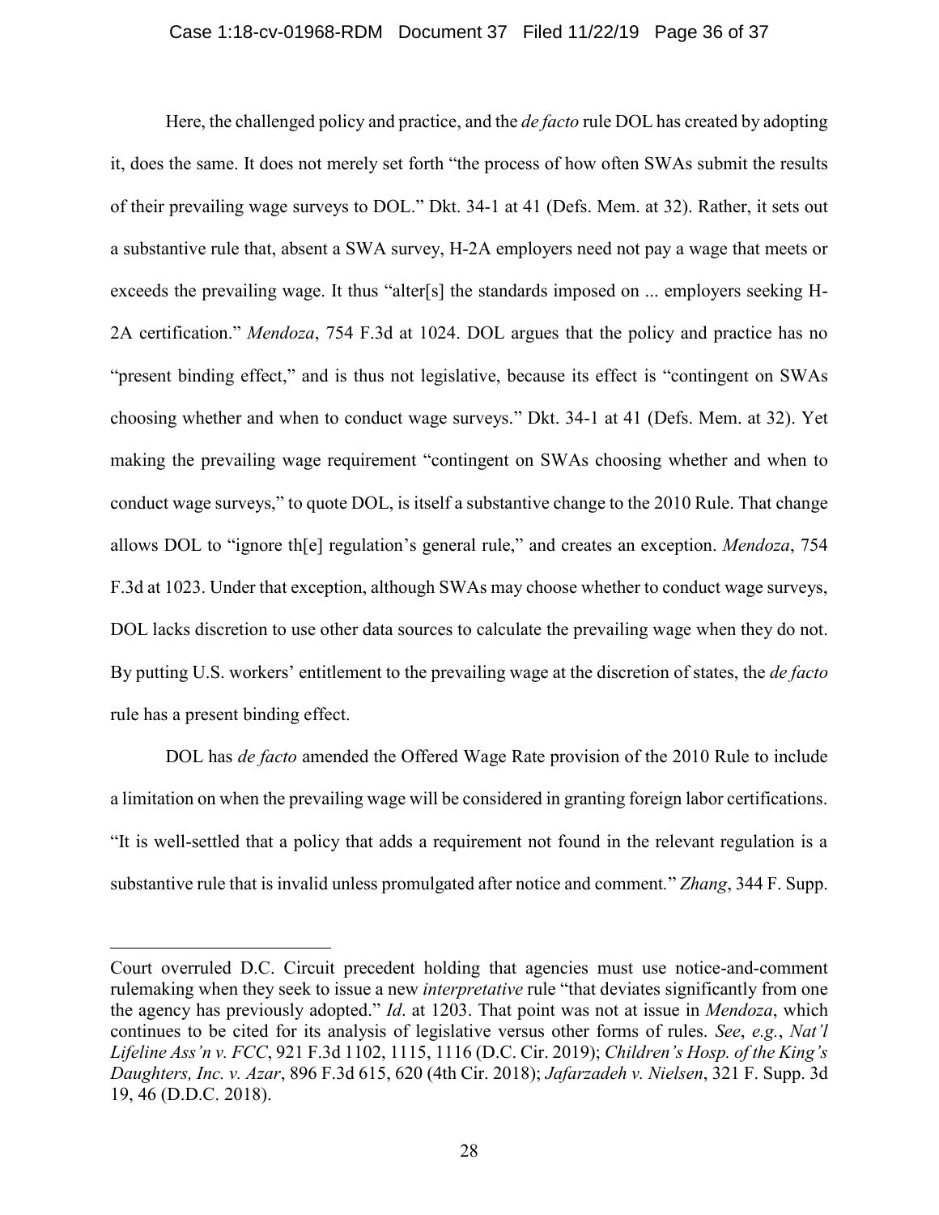Here, the challenged policy and practice, and the *de facto* rule DOL has created by adopting it, does the same. It does not merely set forth "the process of how often SWAs submit the results of their prevailing wage surveys to DOL." Dkt. 34-1 at 41 (Defs. Mem. at 32). Rather, it sets out a substantive rule that, absent a SWA survey, H-2A employers need not pay a wage that meets or exceeds the prevailing wage. It thus "alter[s] the standards imposed on ... employers seeking H-2A certification." *Mendoza*, 754 F.3d at 1024. DOL argues that the policy and practice has no "present binding effect," and is thus not legislative, because its effect is "contingent on SWAs choosing whether and when to conduct wage surveys." Dkt. 34-1 at 41 (Defs. Mem. at 32). Yet making the prevailing wage requirement "contingent on SWAs choosing whether and when to conduct wage surveys," to quote DOL, is itself a substantive change to the 2010 Rule. That change allows DOL to "ignore th[e] regulation's general rule," and creates an exception. *Mendoza*, 754 F.3d at 1023. Under that exception, although SWAs may choose whether to conduct wage surveys, DOL lacks discretion to use other data sources to calculate the prevailing wage when they do not. By putting U.S. workers' entitlement to the prevailing wage at the discretion of states, the *de facto* rule has a present binding effect.

DOL has *de facto* amended the Offered Wage Rate provision of the 2010 Rule to include a limitation on when the prevailing wage will be considered in granting foreign labor certifications. "It is well-settled that a policy that adds a requirement not found in the relevant regulation is a substantive rule that is invalid unless promulgated after notice and comment." *Zhang*, 344 F. Supp.

---

Court overruled D.C. Circuit precedent holding that agencies must use notice-and-comment rulemaking when they seek to issue a new *interpretative* rule "that deviates significantly from one the agency has previously adopted." *Id*. at 1203. That point was not at issue in *Mendoza*, which continues to be cited for its analysis of legislative versus other forms of rules. *See*, *e.g.*, *Nat'l Lifeline Ass'n v. FCC*, 921 F.3d 1102, 1115, 1116 (D.C. Cir. 2019); *Children's Hosp. of the King's Daughters, Inc. v. Azar*, 896 F.3d 615, 620 (4th Cir. 2018); *Jafarzadeh v. Nielsen*, 321 F. Supp. 3d 19, 46 (D.D.C. 2018).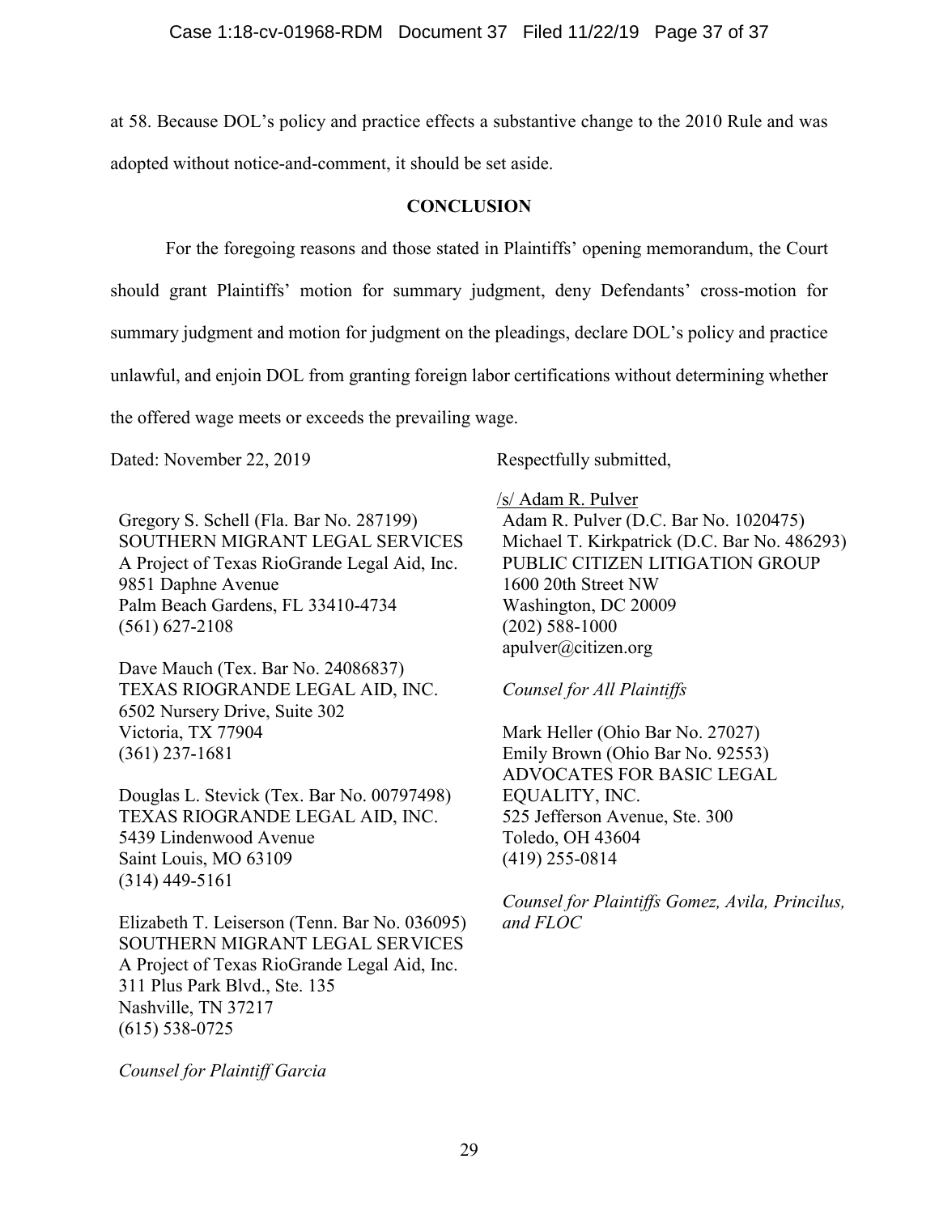at 58. Because DOL's policy and practice effects a substantive change to the 2010 Rule and was adopted without notice-and-comment, it should be set aside.

## CONCLUSION

For the foregoing reasons and those stated in Plaintiffs' opening memorandum, the Court should grant Plaintiffs' motion for summary judgment, deny Defendants' cross-motion for summary judgment and motion for judgment on the pleadings, declare DOL's policy and practice unlawful, and enjoin DOL from granting foreign labor certifications without determining whether the offered wage meets or exceeds the prevailing wage.

Dated: November 22, 2019

Respectfully submitted,

/s/ Adam R. Pulver
Adam R. Pulver (D.C. Bar No. 1020475)
Michael T. Kirkpatrick (D.C. Bar No. 486293)
PUBLIC CITIZEN LITIGATION GROUP
1600 20th Street NW
Washington, DC 20009
(202) 588-1000
apulver@citizen.org

*Counsel for All Plaintiffs*

Mark Heller (Ohio Bar No. 27027)
Emily Brown (Ohio Bar No. 92553)
ADVOCATES FOR BASIC LEGAL EQUALITY, INC.
525 Jefferson Avenue, Ste. 300
Toledo, OH 43604
(419) 255-0814

*Counsel for Plaintiffs Gomez, Avila, Princilus, and FLOC*

Gregory S. Schell (Fla. Bar No. 287199)
SOUTHERN MIGRANT LEGAL SERVICES
A Project of Texas RioGrande Legal Aid, Inc.
9851 Daphne Avenue
Palm Beach Gardens, FL 33410-4734
(561) 627-2108

Dave Mauch (Tex. Bar No. 24086837)
TEXAS RIOGRANDE LEGAL AID, INC.
6502 Nursery Drive, Suite 302
Victoria, TX 77904
(361) 237-1681

Douglas L. Stevick (Tex. Bar No. 00797498)
TEXAS RIOGRANDE LEGAL AID, INC.
5439 Lindenwood Avenue
Saint Louis, MO 63109
(314) 449-5161

Elizabeth T. Leiserson (Tenn. Bar No. 036095)
SOUTHERN MIGRANT LEGAL SERVICES
A Project of Texas RioGrande Legal Aid, Inc.
311 Plus Park Blvd., Ste. 135
Nashville, TN 37217
(615) 538-0725

*Counsel for Plaintiff Garcia*